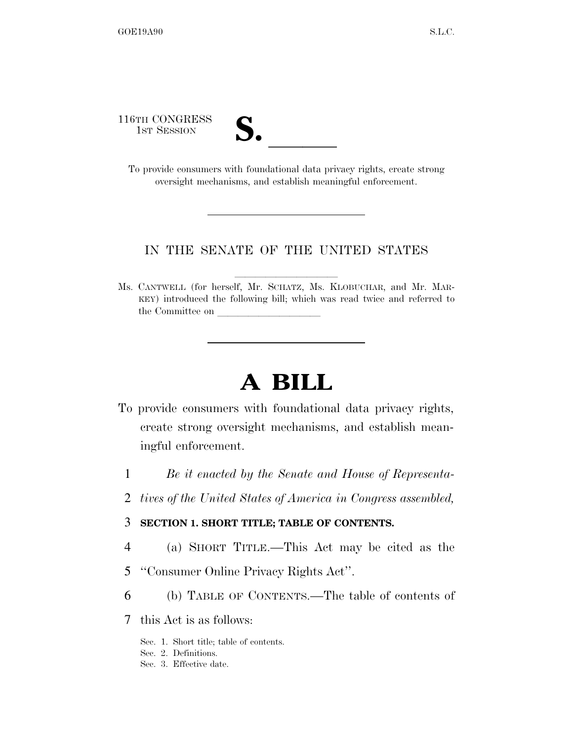116TH CONGRESS
1ST SESSION

# S. \_\_\_\_\_\_

To provide consumers with foundational data privacy rights, create strong oversight mechanisms, and establish meaningful enforcement.

---

IN THE SENATE OF THE UNITED STATES

Ms. CANTWELL (for herself, Mr. SCHATZ, Ms. KLOBUCHAR, and Mr. MARKEY) introduced the following bill; which was read twice and referred to the Committee on \_\_\_\_\_\_\_\_\_\_\_\_\_\_\_\_\_\_\_\_

---

# A BILL

To provide consumers with foundational data privacy rights, create strong oversight mechanisms, and establish meaningful enforcement.

1 *Be it enacted by the Senate and House of Representa-*
2 *tives of the United States of America in Congress assembled,*

3 **SECTION 1. SHORT TITLE; TABLE OF CONTENTS.**

4 (a) SHORT TITLE.—This Act may be cited as the
5 ''Consumer Online Privacy Rights Act''.

6 (b) TABLE OF CONTENTS.—The table of contents of
7 this Act is as follows:

Sec. 1. Short title; table of contents.
Sec. 2. Definitions.
Sec. 3. Effective date.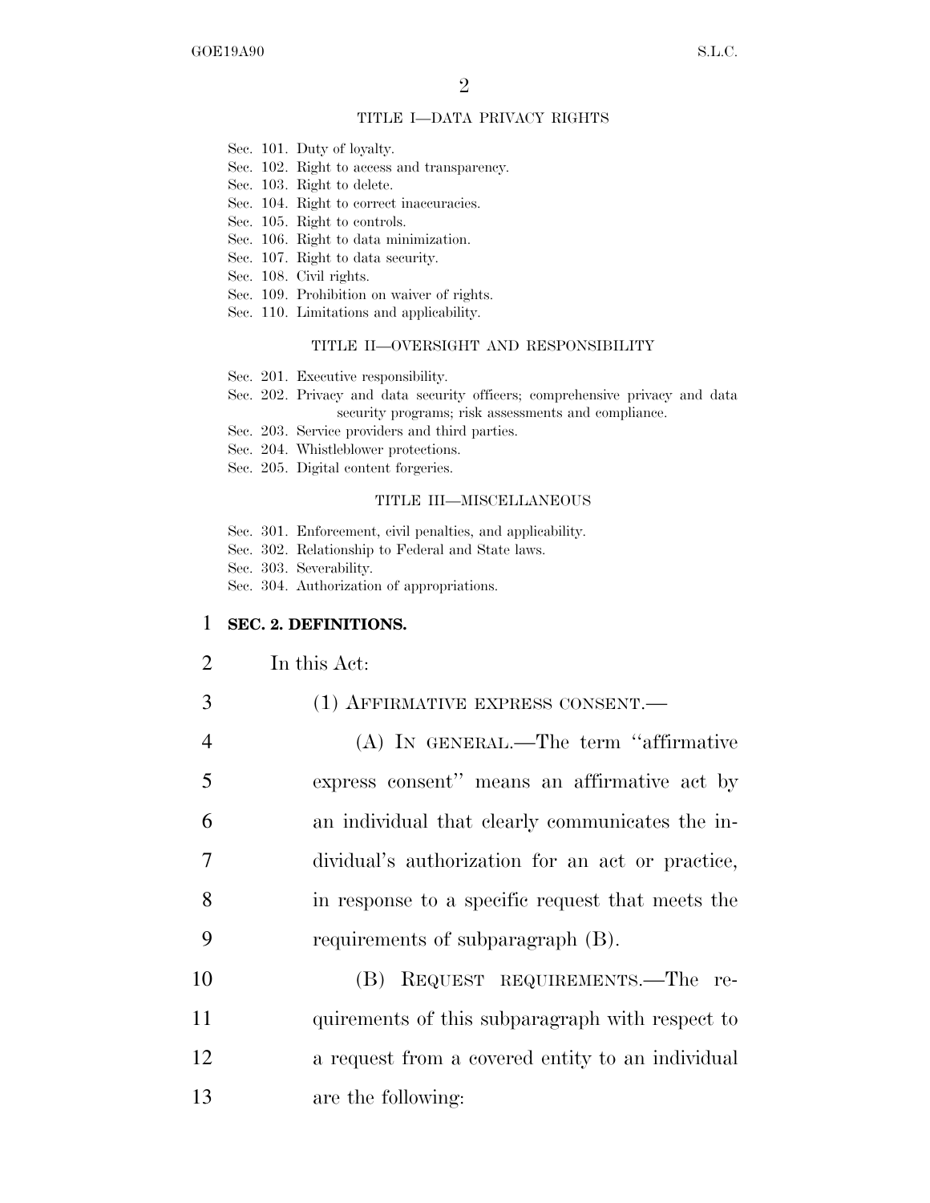TITLE I—DATA PRIVACY RIGHTS

Sec. 101. Duty of loyalty.
Sec. 102. Right to access and transparency.
Sec. 103. Right to delete.
Sec. 104. Right to correct inaccuracies.
Sec. 105. Right to controls.
Sec. 106. Right to data minimization.
Sec. 107. Right to data security.
Sec. 108. Civil rights.
Sec. 109. Prohibition on waiver of rights.
Sec. 110. Limitations and applicability.

TITLE II—OVERSIGHT AND RESPONSIBILITY

Sec. 201. Executive responsibility.
Sec. 202. Privacy and data security officers; comprehensive privacy and data security programs; risk assessments and compliance.
Sec. 203. Service providers and third parties.
Sec. 204. Whistleblower protections.
Sec. 205. Digital content forgeries.

TITLE III—MISCELLANEOUS

Sec. 301. Enforcement, civil penalties, and applicability.
Sec. 302. Relationship to Federal and State laws.
Sec. 303. Severability.
Sec. 304. Authorization of appropriations.

**SEC. 2. DEFINITIONS.**

In this Act:

(1) AFFIRMATIVE EXPRESS CONSENT.—

(A) IN GENERAL.—The term ''affirmative express consent'' means an affirmative act by an individual that clearly communicates the individual's authorization for an act or practice, in response to a specific request that meets the requirements of subparagraph (B).

(B) REQUEST REQUIREMENTS.—The requirements of this subparagraph with respect to a request from a covered entity to an individual are the following: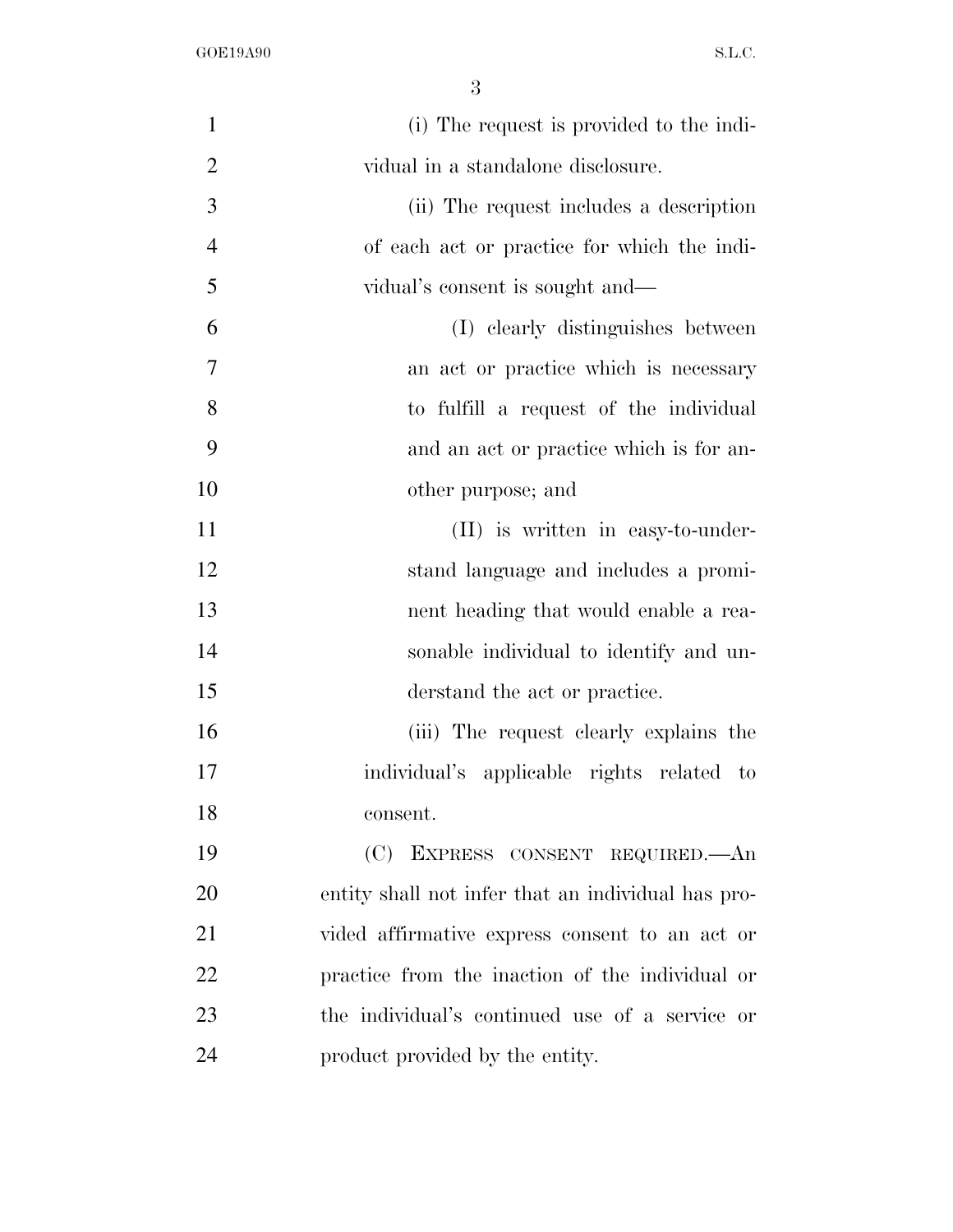(i) The request is provided to the individual in a standalone disclosure.

(ii) The request includes a description of each act or practice for which the individual's consent is sought and—

(I) clearly distinguishes between an act or practice which is necessary to fulfill a request of the individual and an act or practice which is for another purpose; and

(II) is written in easy-to-understand language and includes a prominent heading that would enable a reasonable individual to identify and understand the act or practice.

(iii) The request clearly explains the individual's applicable rights related to consent.

(C) EXPRESS CONSENT REQUIRED.—An entity shall not infer that an individual has provided affirmative express consent to an act or practice from the inaction of the individual or the individual's continued use of a service or product provided by the entity.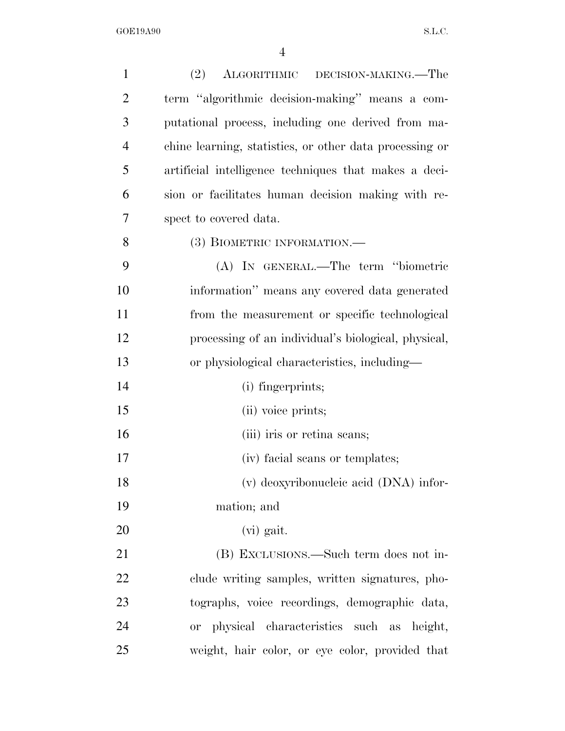(2) ALGORITHMIC DECISION-MAKING.—The term "algorithmic decision-making" means a computational process, including one derived from machine learning, statistics, or other data processing or artificial intelligence techniques that makes a decision or facilitates human decision making with respect to covered data.

(3) BIOMETRIC INFORMATION.—

(A) IN GENERAL.—The term "biometric information" means any covered data generated from the measurement or specific technological processing of an individual's biological, physical, or physiological characteristics, including—

(i) fingerprints;

(ii) voice prints;

(iii) iris or retina scans;

(iv) facial scans or templates;

(v) deoxyribonucleic acid (DNA) information; and

(vi) gait.

(B) EXCLUSIONS.—Such term does not include writing samples, written signatures, photographs, voice recordings, demographic data, or physical characteristics such as height, weight, hair color, or eye color, provided that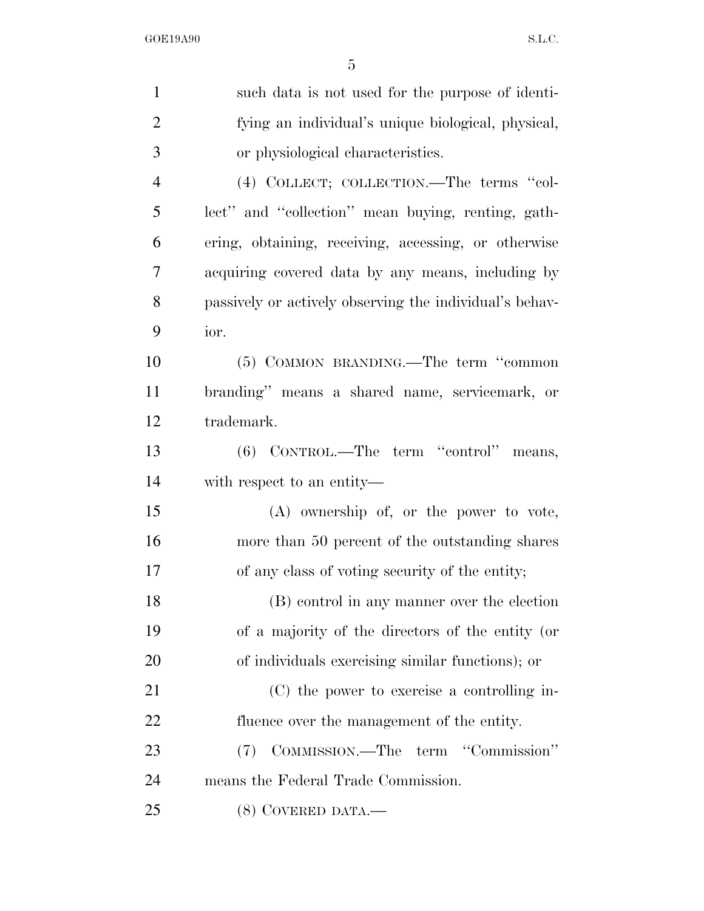such data is not used for the purpose of identifying an individual's unique biological, physical, or physiological characteristics.

(4) COLLECT; COLLECTION.—The terms "collect" and "collection" mean buying, renting, gathering, obtaining, receiving, accessing, or otherwise acquiring covered data by any means, including by passively or actively observing the individual's behavior.

(5) COMMON BRANDING.—The term "common branding" means a shared name, servicemark, or trademark.

(6) CONTROL.—The term "control" means, with respect to an entity—

(A) ownership of, or the power to vote, more than 50 percent of the outstanding shares of any class of voting security of the entity;

(B) control in any manner over the election of a majority of the directors of the entity (or of individuals exercising similar functions); or

(C) the power to exercise a controlling influence over the management of the entity.

(7) COMMISSION.—The term "Commission" means the Federal Trade Commission.

(8) COVERED DATA.—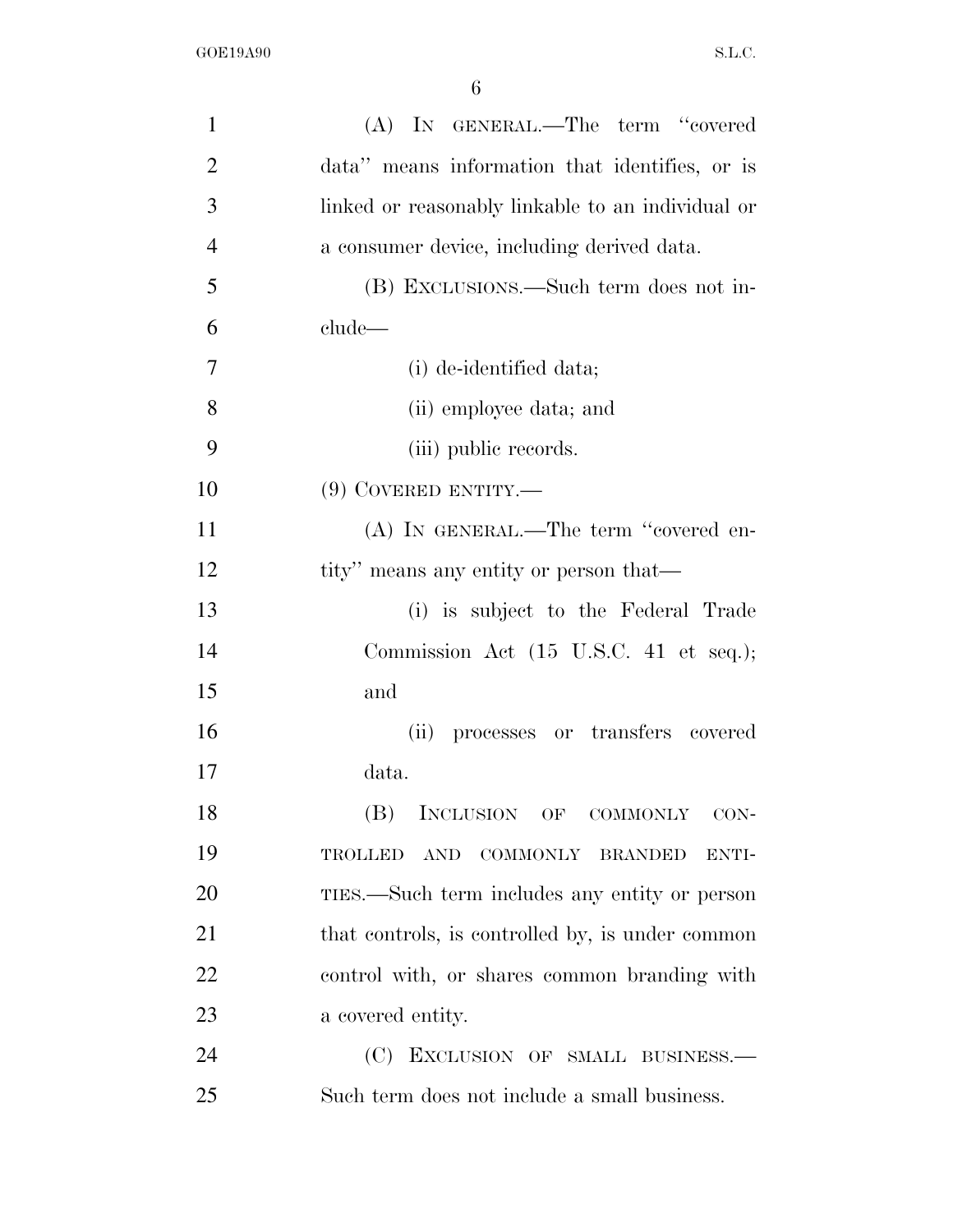(A) IN GENERAL.—The term "covered data" means information that identifies, or is linked or reasonably linkable to an individual or a consumer device, including derived data.

(B) EXCLUSIONS.—Such term does not include—

(i) de-identified data;

(ii) employee data; and

(iii) public records.

(9) COVERED ENTITY.—

(A) IN GENERAL.—The term "covered entity" means any entity or person that—

(i) is subject to the Federal Trade Commission Act (15 U.S.C. 41 et seq.); and

(ii) processes or transfers covered data.

(B) INCLUSION OF COMMONLY CONTROLLED AND COMMONLY BRANDED ENTITIES.—Such term includes any entity or person that controls, is controlled by, is under common control with, or shares common branding with a covered entity.

(C) EXCLUSION OF SMALL BUSINESS.—Such term does not include a small business.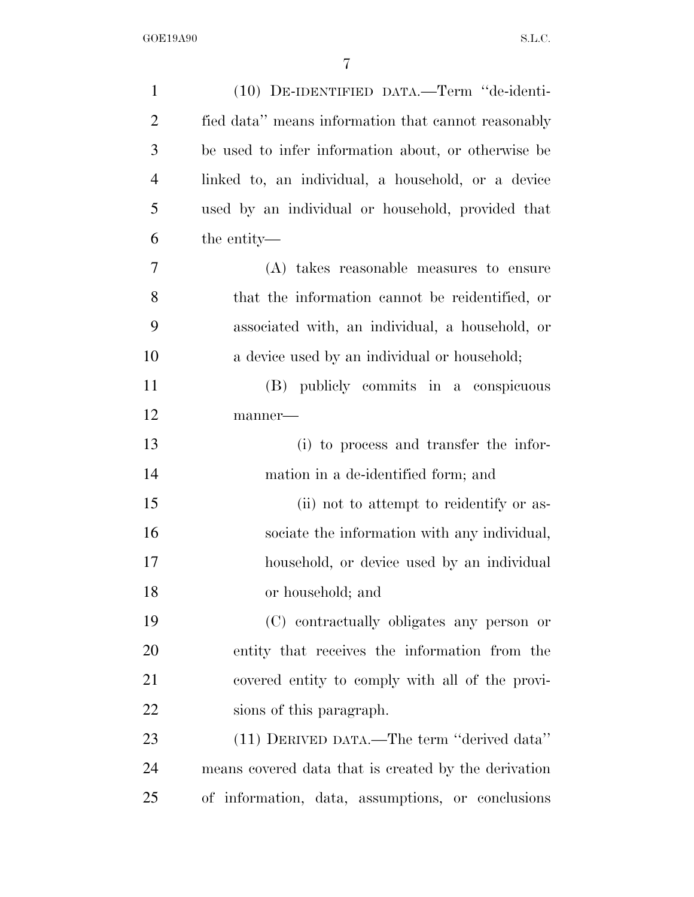(10) DE-IDENTIFIED DATA.—Term ''de-identified data'' means information that cannot reasonably be used to infer information about, or otherwise be linked to, an individual, a household, or a device used by an individual or household, provided that the entity—

(A) takes reasonable measures to ensure that the information cannot be reidentified, or associated with, an individual, a household, or a device used by an individual or household;

(B) publicly commits in a conspicuous manner—

(i) to process and transfer the information in a de-identified form; and

(ii) not to attempt to reidentify or associate the information with any individual, household, or device used by an individual or household; and

(C) contractually obligates any person or entity that receives the information from the covered entity to comply with all of the provisions of this paragraph.

(11) DERIVED DATA.—The term ''derived data'' means covered data that is created by the derivation of information, data, assumptions, or conclusions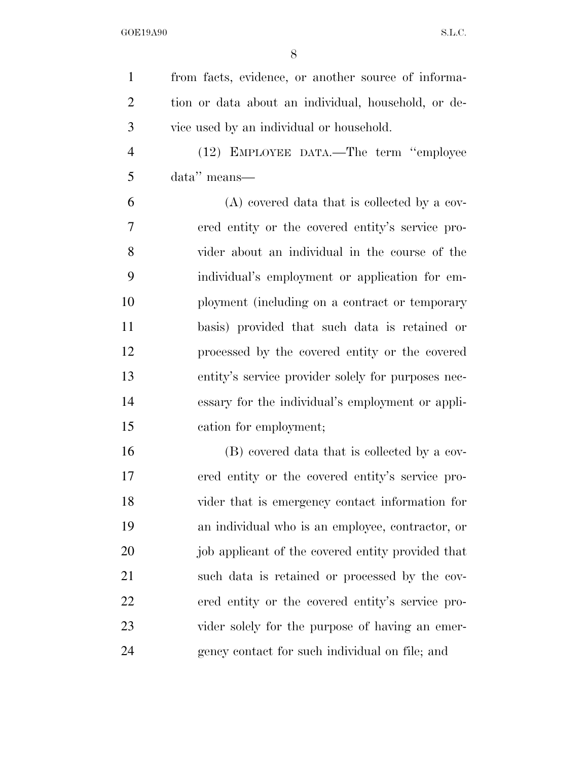from facts, evidence, or another source of information or data about an individual, household, or device used by an individual or household.

(12) EMPLOYEE DATA.—The term "employee data" means—

(A) covered data that is collected by a covered entity or the covered entity's service provider about an individual in the course of the individual's employment or application for employment (including on a contract or temporary basis) provided that such data is retained or processed by the covered entity or the covered entity's service provider solely for purposes necessary for the individual's employment or application for employment;

(B) covered data that is collected by a covered entity or the covered entity's service provider that is emergency contact information for an individual who is an employee, contractor, or job applicant of the covered entity provided that such data is retained or processed by the covered entity or the covered entity's service provider solely for the purpose of having an emergency contact for such individual on file; and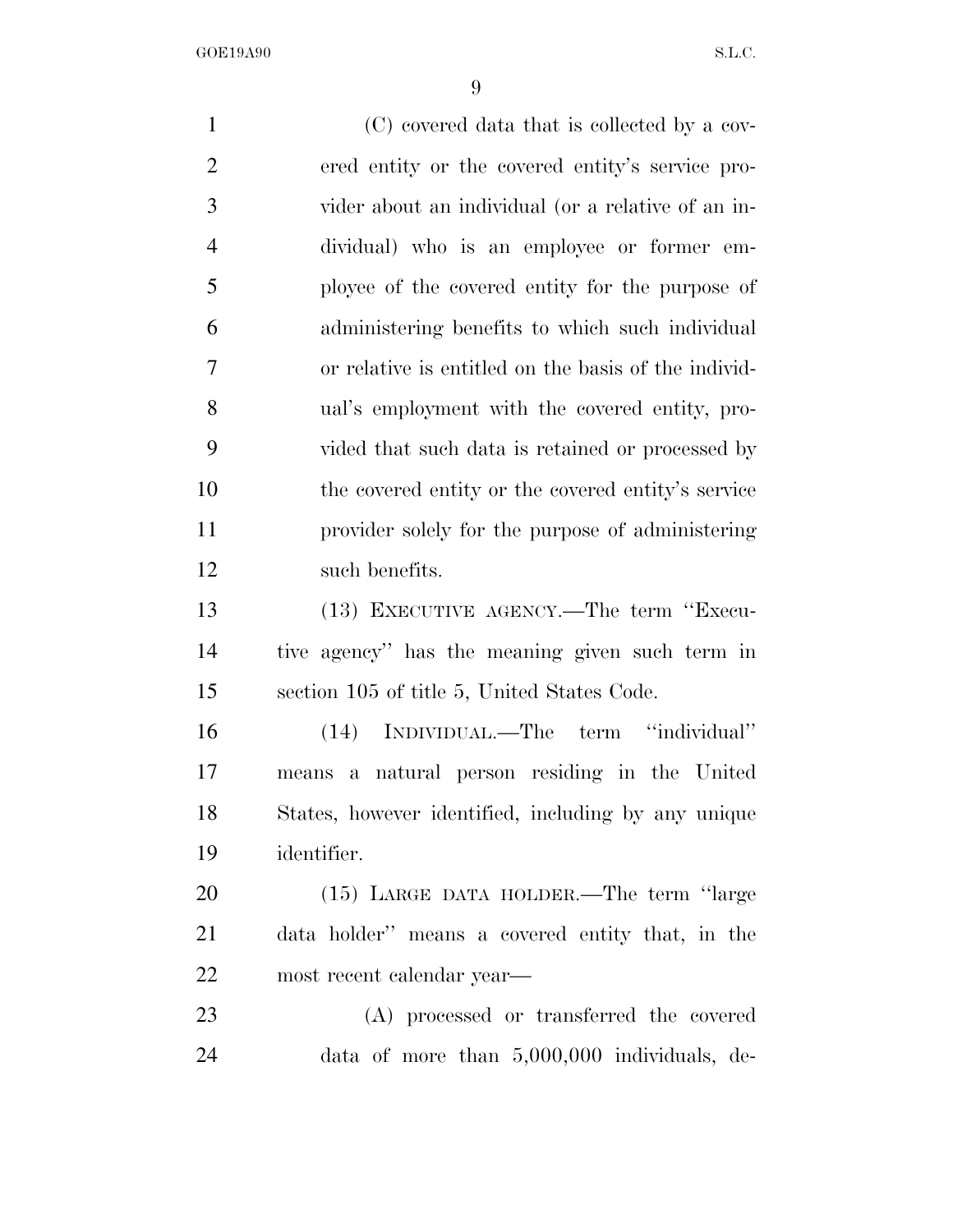(C) covered data that is collected by a covered entity or the covered entity's service provider about an individual (or a relative of an individual) who is an employee or former employee of the covered entity for the purpose of administering benefits to which such individual or relative is entitled on the basis of the individual's employment with the covered entity, provided that such data is retained or processed by the covered entity or the covered entity's service provider solely for the purpose of administering such benefits.

(13) EXECUTIVE AGENCY.—The term "Executive agency" has the meaning given such term in section 105 of title 5, United States Code.

(14) INDIVIDUAL.—The term "individual" means a natural person residing in the United States, however identified, including by any unique identifier.

(15) LARGE DATA HOLDER.—The term "large data holder" means a covered entity that, in the most recent calendar year—

(A) processed or transferred the covered data of more than 5,000,000 individuals, de-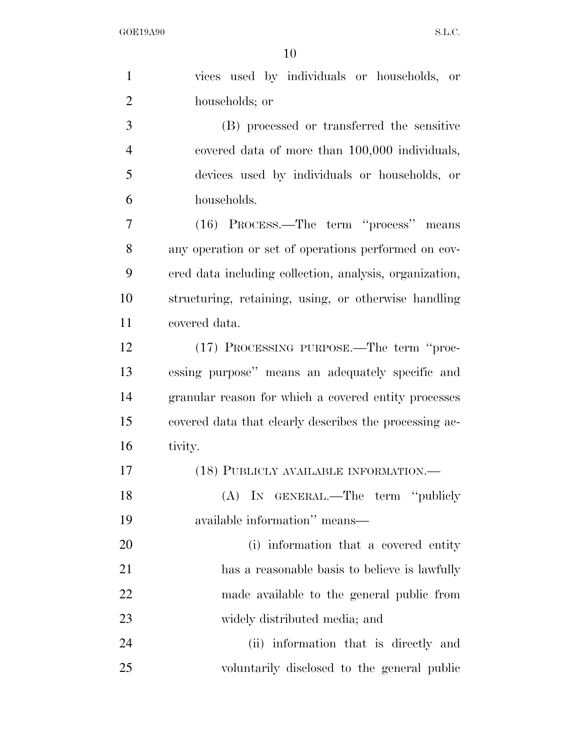vices used by individuals or households, or households; or

(B) processed or transferred the sensitive covered data of more than 100,000 individuals, devices used by individuals or households, or households.

(16) PROCESS.—The term ''process'' means any operation or set of operations performed on covered data including collection, analysis, organization, structuring, retaining, using, or otherwise handling covered data.

(17) PROCESSING PURPOSE.—The term ''processing purpose'' means an adequately specific and granular reason for which a covered entity processes covered data that clearly describes the processing activity.

(18) PUBLICLY AVAILABLE INFORMATION.—

(A) IN GENERAL.—The term ''publicly available information'' means—

(i) information that a covered entity has a reasonable basis to believe is lawfully made available to the general public from widely distributed media; and

(ii) information that is directly and voluntarily disclosed to the general public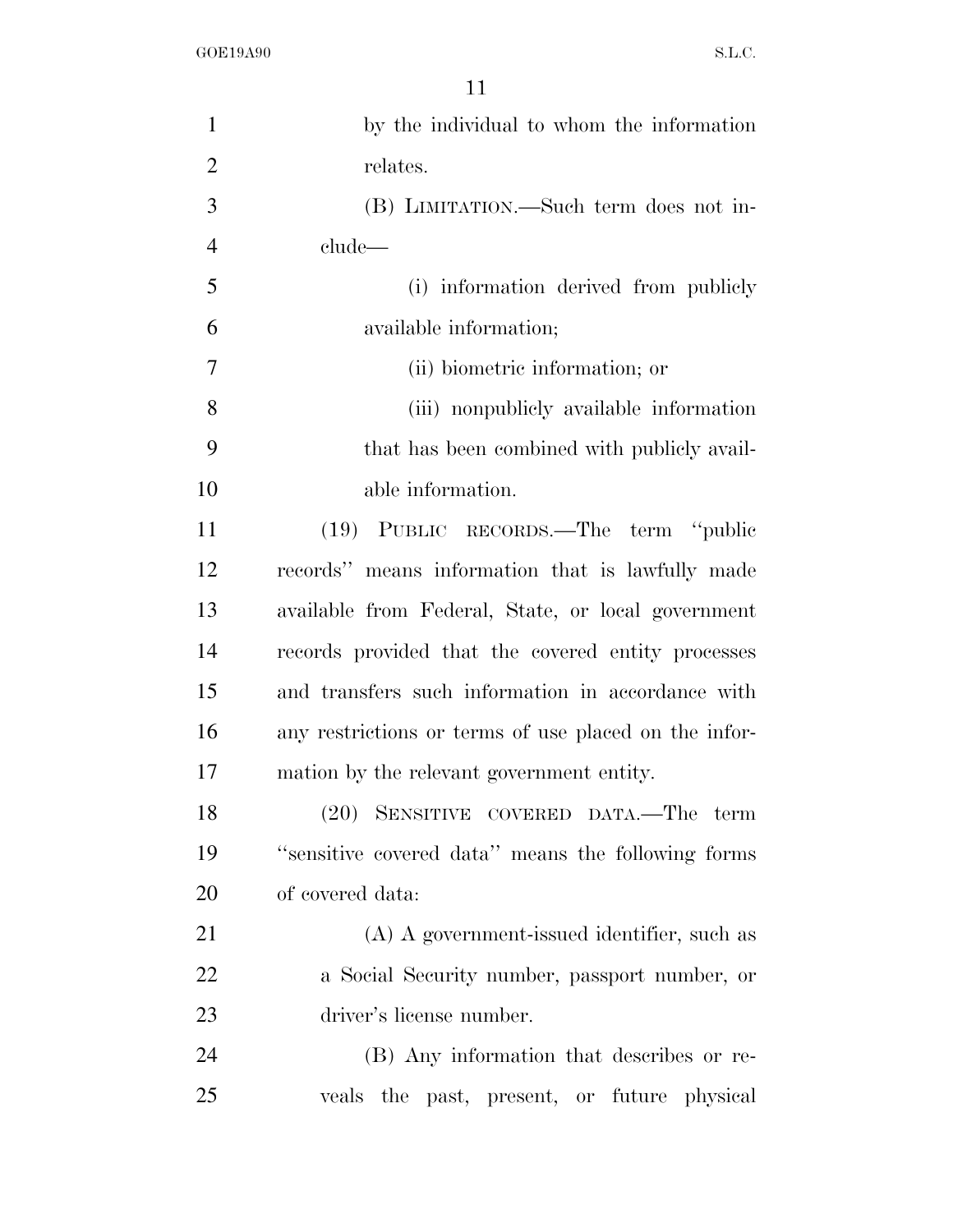by the individual to whom the information relates.

(B) LIMITATION.—Such term does not include—

(i) information derived from publicly available information;

(ii) biometric information; or

(iii) nonpublicly available information that has been combined with publicly available information.

(19) PUBLIC RECORDS.—The term ''public records'' means information that is lawfully made available from Federal, State, or local government records provided that the covered entity processes and transfers such information in accordance with any restrictions or terms of use placed on the information by the relevant government entity.

(20) SENSITIVE COVERED DATA.—The term ''sensitive covered data'' means the following forms of covered data:

(A) A government-issued identifier, such as a Social Security number, passport number, or driver's license number.

(B) Any information that describes or reveals the past, present, or future physical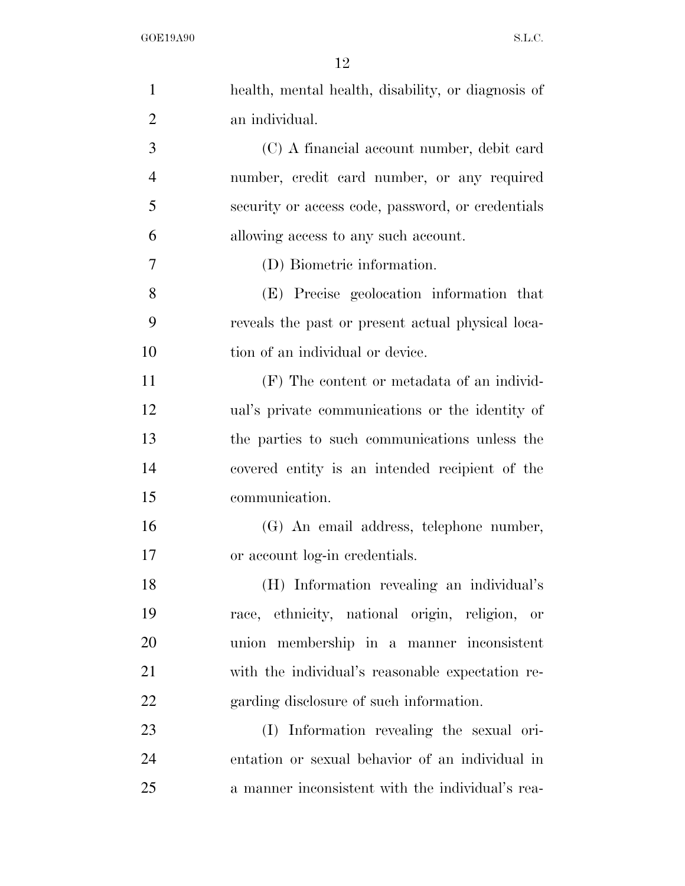health, mental health, disability, or diagnosis of an individual.

(C) A financial account number, debit card number, credit card number, or any required security or access code, password, or credentials allowing access to any such account.

(D) Biometric information.

(E) Precise geolocation information that reveals the past or present actual physical location of an individual or device.

(F) The content or metadata of an individual's private communications or the identity of the parties to such communications unless the covered entity is an intended recipient of the communication.

(G) An email address, telephone number, or account log-in credentials.

(H) Information revealing an individual's race, ethnicity, national origin, religion, or union membership in a manner inconsistent with the individual's reasonable expectation regarding disclosure of such information.

(I) Information revealing the sexual orientation or sexual behavior of an individual in a manner inconsistent with the individual's rea-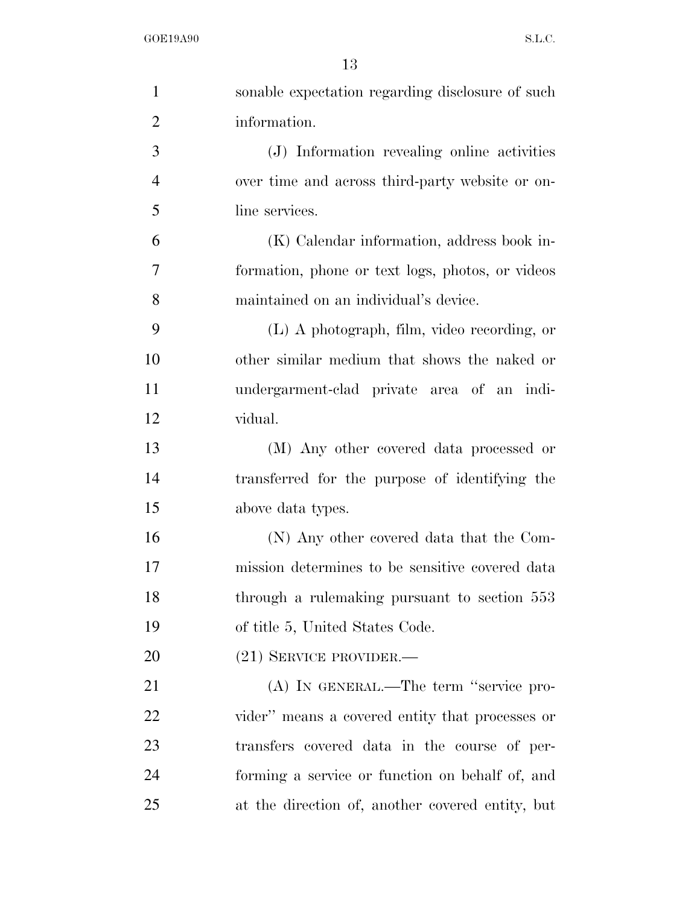sonable expectation regarding disclosure of such information.

(J) Information revealing online activities over time and across third-party website or online services.

(K) Calendar information, address book information, phone or text logs, photos, or videos maintained on an individual's device.

(L) A photograph, film, video recording, or other similar medium that shows the naked or undergarment-clad private area of an individual.

(M) Any other covered data processed or transferred for the purpose of identifying the above data types.

(N) Any other covered data that the Commission determines to be sensitive covered data through a rulemaking pursuant to section 553 of title 5, United States Code.

(21) SERVICE PROVIDER.—

(A) IN GENERAL.—The term "service provider" means a covered entity that processes or transfers covered data in the course of performing a service or function on behalf of, and at the direction of, another covered entity, but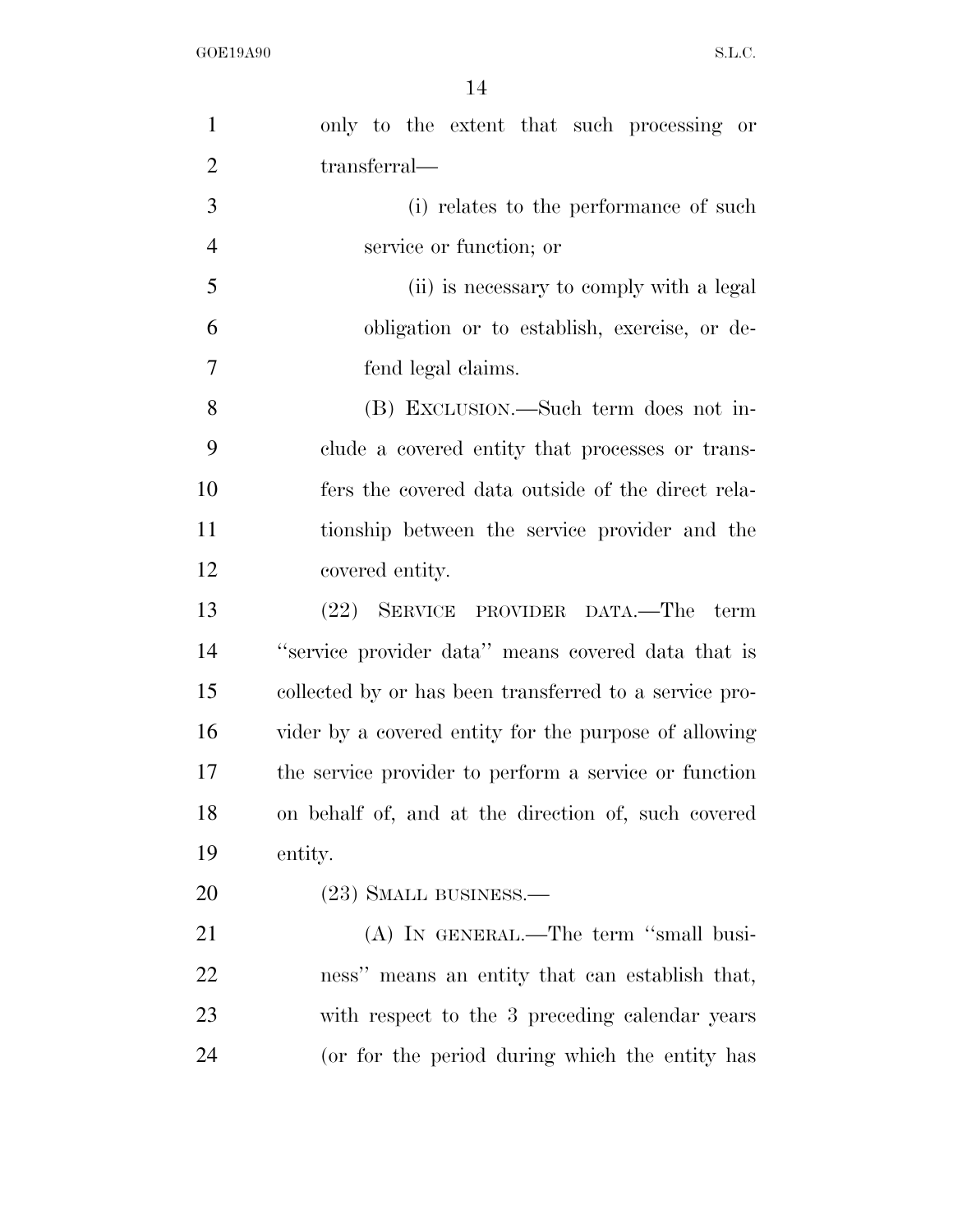only to the extent that such processing or transferral—

(i) relates to the performance of such service or function; or

(ii) is necessary to comply with a legal obligation or to establish, exercise, or defend legal claims.

(B) EXCLUSION.—Such term does not include a covered entity that processes or transfers the covered data outside of the direct relationship between the service provider and the covered entity.

(22) SERVICE PROVIDER DATA.—The term ''service provider data'' means covered data that is collected by or has been transferred to a service provider by a covered entity for the purpose of allowing the service provider to perform a service or function on behalf of, and at the direction of, such covered entity.

(23) SMALL BUSINESS.—

(A) IN GENERAL.—The term ''small business'' means an entity that can establish that, with respect to the 3 preceding calendar years (or for the period during which the entity has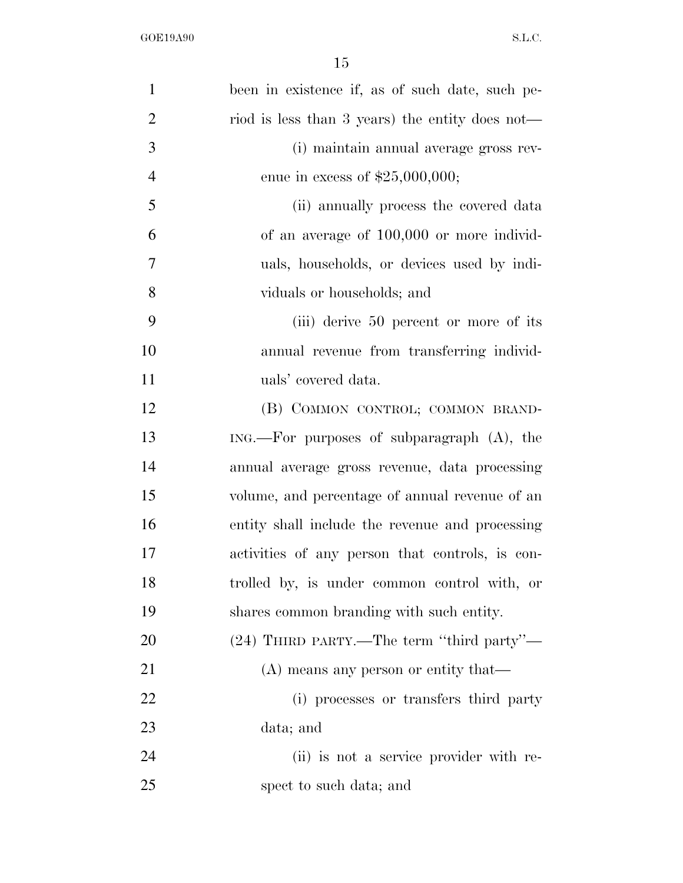been in existence if, as of such date, such period is less than 3 years) the entity does not—

(i) maintain annual average gross revenue in excess of $25,000,000;

(ii) annually process the covered data of an average of 100,000 or more individuals, households, or devices used by individuals or households; and

(iii) derive 50 percent or more of its annual revenue from transferring individuals' covered data.

(B) COMMON CONTROL; COMMON BRANDING.—For purposes of subparagraph (A), the annual average gross revenue, data processing volume, and percentage of annual revenue of an entity shall include the revenue and processing activities of any person that controls, is controlled by, is under common control with, or shares common branding with such entity.

(24) THIRD PARTY.—The term "third party"—

(A) means any person or entity that—

(i) processes or transfers third party data; and

(ii) is not a service provider with respect to such data; and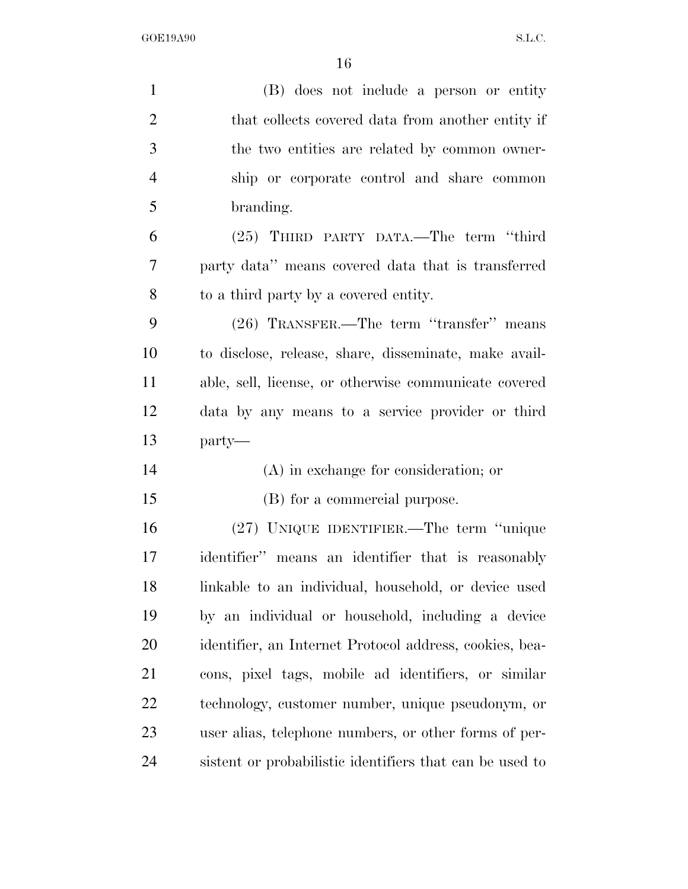(B) does not include a person or entity that collects covered data from another entity if the two entities are related by common ownership or corporate control and share common branding.

(25) THIRD PARTY DATA.—The term ''third party data'' means covered data that is transferred to a third party by a covered entity.

(26) TRANSFER.—The term ''transfer'' means to disclose, release, share, disseminate, make available, sell, license, or otherwise communicate covered data by any means to a service provider or third party—

(A) in exchange for consideration; or

(B) for a commercial purpose.

(27) UNIQUE IDENTIFIER.—The term ''unique identifier'' means an identifier that is reasonably linkable to an individual, household, or device used by an individual or household, including a device identifier, an Internet Protocol address, cookies, beacons, pixel tags, mobile ad identifiers, or similar technology, customer number, unique pseudonym, or user alias, telephone numbers, or other forms of persistent or probabilistic identifiers that can be used to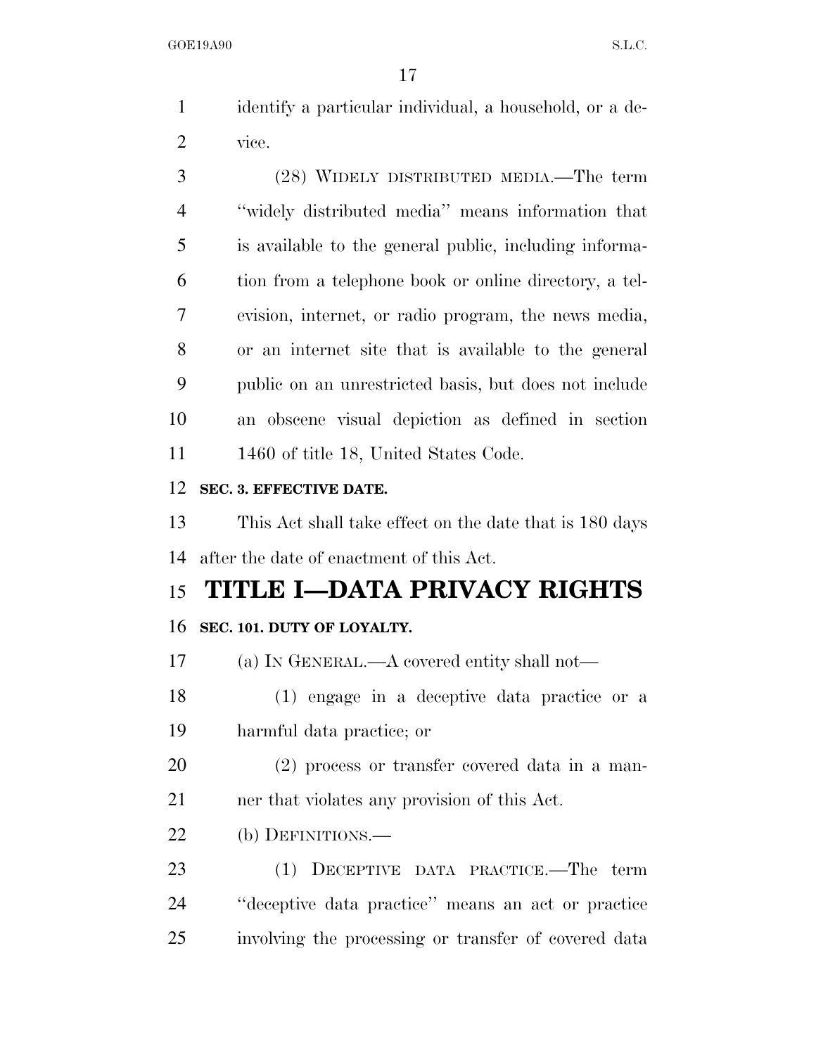identify a particular individual, a household, or a device.

(28) WIDELY DISTRIBUTED MEDIA.—The term "widely distributed media" means information that is available to the general public, including information from a telephone book or online directory, a television, internet, or radio program, the news media, or an internet site that is available to the general public on an unrestricted basis, but does not include an obscene visual depiction as defined in section 1460 of title 18, United States Code.

**SEC. 3. EFFECTIVE DATE.**

This Act shall take effect on the date that is 180 days after the date of enactment of this Act.

# TITLE I—DATA PRIVACY RIGHTS

**SEC. 101. DUTY OF LOYALTY.**

(a) IN GENERAL.—A covered entity shall not—

(1) engage in a deceptive data practice or a harmful data practice; or

(2) process or transfer covered data in a manner that violates any provision of this Act.

(b) DEFINITIONS.—

(1) DECEPTIVE DATA PRACTICE.—The term "deceptive data practice" means an act or practice involving the processing or transfer of covered data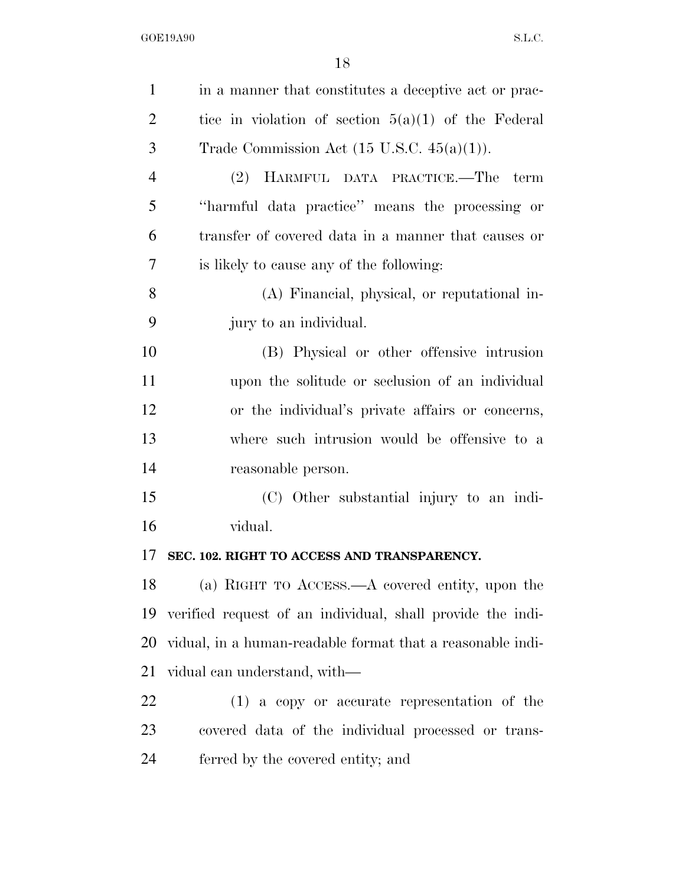in a manner that constitutes a deceptive act or practice in violation of section 5(a)(1) of the Federal Trade Commission Act (15 U.S.C. 45(a)(1)).

(2) HARMFUL DATA PRACTICE.—The term ''harmful data practice'' means the processing or transfer of covered data in a manner that causes or is likely to cause any of the following:

(A) Financial, physical, or reputational injury to an individual.

(B) Physical or other offensive intrusion upon the solitude or seclusion of an individual or the individual's private affairs or concerns, where such intrusion would be offensive to a reasonable person.

(C) Other substantial injury to an individual.

**SEC. 102. RIGHT TO ACCESS AND TRANSPARENCY.**

(a) RIGHT TO ACCESS.—A covered entity, upon the verified request of an individual, shall provide the individual, in a human-readable format that a reasonable individual can understand, with—

(1) a copy or accurate representation of the covered data of the individual processed or transferred by the covered entity; and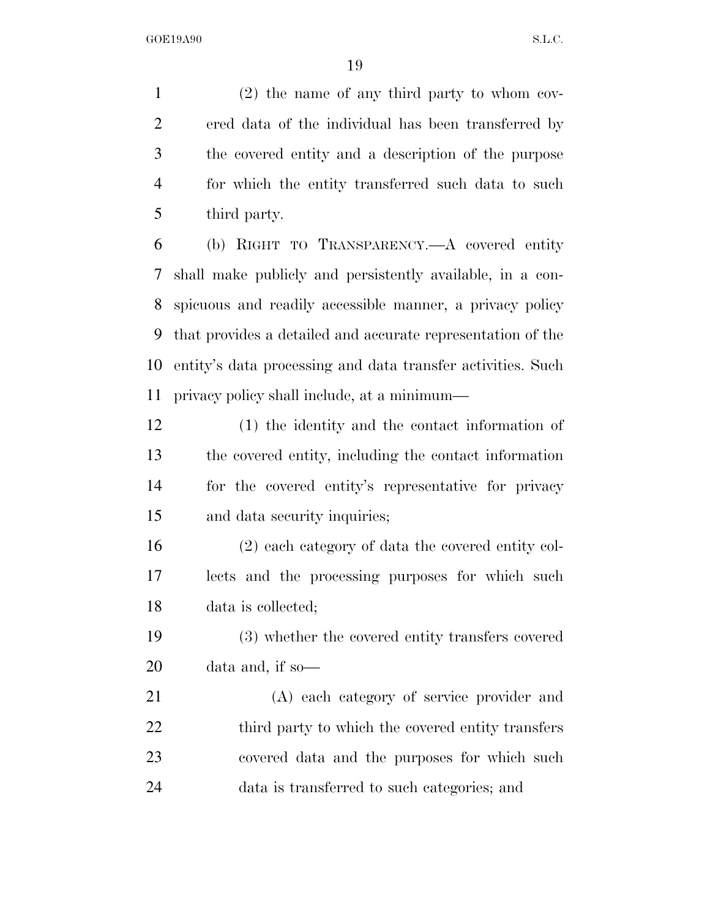(2) the name of any third party to whom covered data of the individual has been transferred by the covered entity and a description of the purpose for which the entity transferred such data to such third party.

(b) RIGHT TO TRANSPARENCY.—A covered entity shall make publicly and persistently available, in a conspicuous and readily accessible manner, a privacy policy that provides a detailed and accurate representation of the entity's data processing and data transfer activities. Such privacy policy shall include, at a minimum—

(1) the identity and the contact information of the covered entity, including the contact information for the covered entity's representative for privacy and data security inquiries;

(2) each category of data the covered entity collects and the processing purposes for which such data is collected;

(3) whether the covered entity transfers covered data and, if so—

(A) each category of service provider and third party to which the covered entity transfers covered data and the purposes for which such data is transferred to such categories; and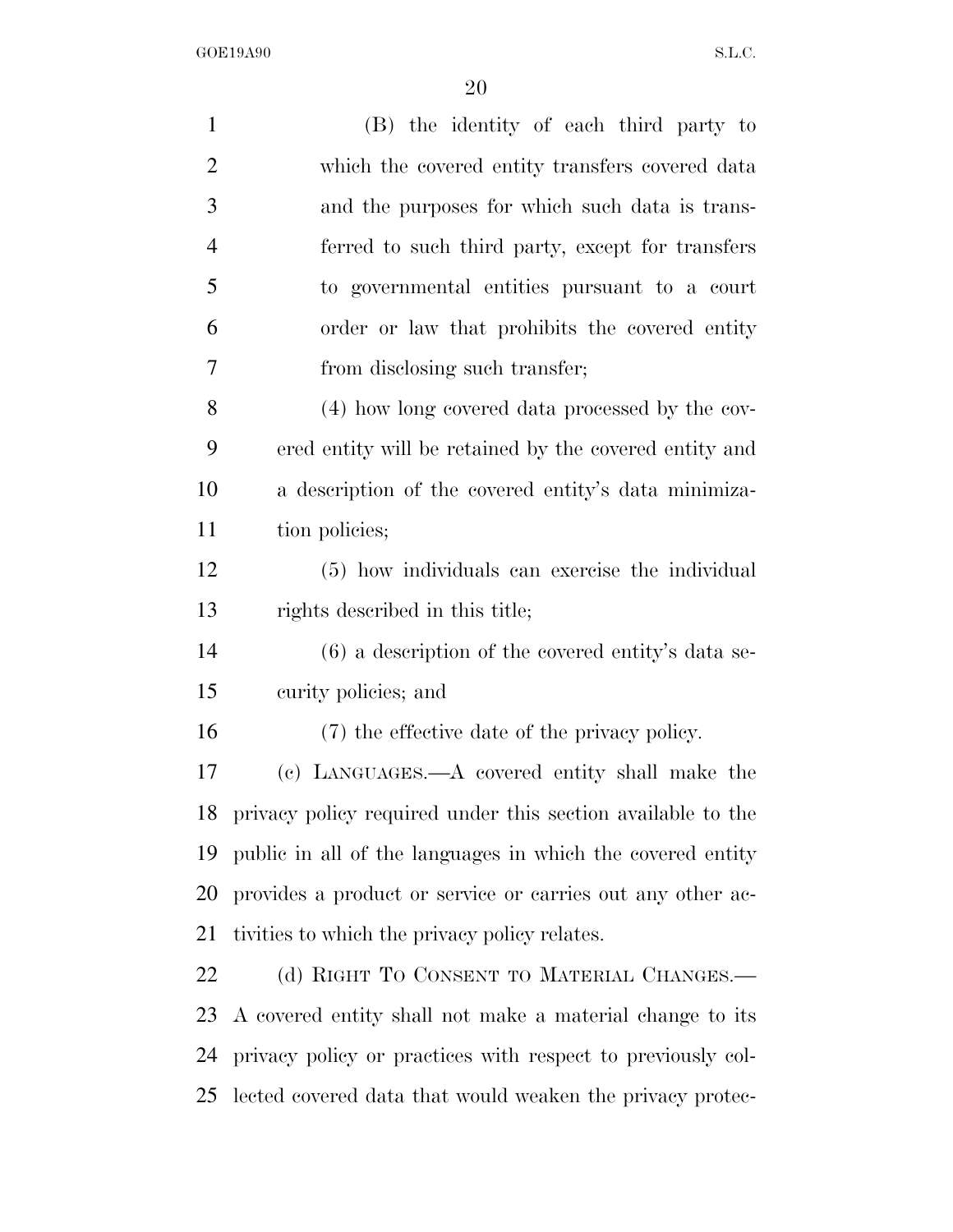(B) the identity of each third party to which the covered entity transfers covered data and the purposes for which such data is transferred to such third party, except for transfers to governmental entities pursuant to a court order or law that prohibits the covered entity from disclosing such transfer;

(4) how long covered data processed by the covered entity will be retained by the covered entity and a description of the covered entity's data minimization policies;

(5) how individuals can exercise the individual rights described in this title;

(6) a description of the covered entity's data security policies; and

(7) the effective date of the privacy policy.

(c) LANGUAGES.—A covered entity shall make the privacy policy required under this section available to the public in all of the languages in which the covered entity provides a product or service or carries out any other activities to which the privacy policy relates.

(d) RIGHT TO CONSENT TO MATERIAL CHANGES.—A covered entity shall not make a material change to its privacy policy or practices with respect to previously collected covered data that would weaken the privacy protec-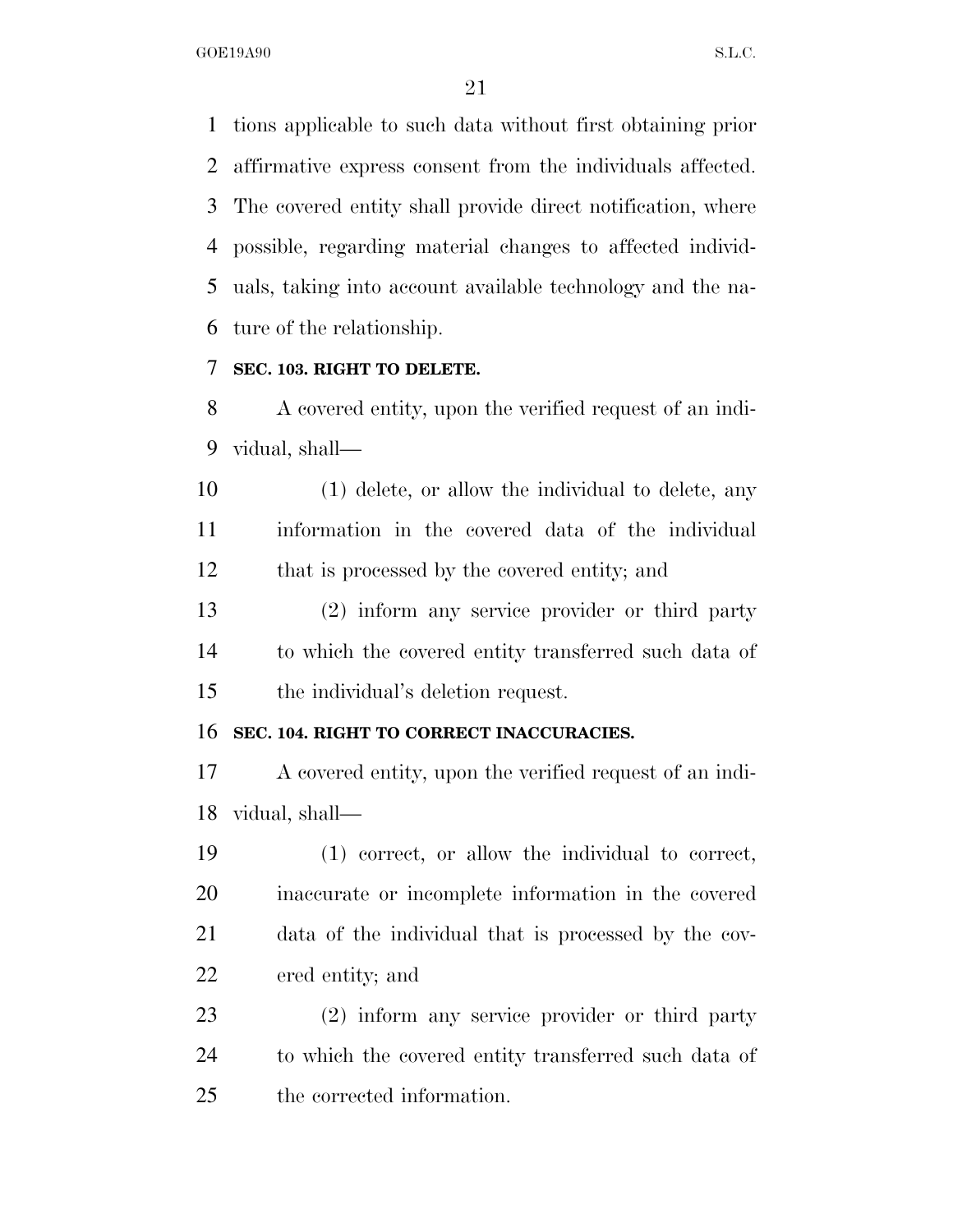tions applicable to such data without first obtaining prior affirmative express consent from the individuals affected. The covered entity shall provide direct notification, where possible, regarding material changes to affected individuals, taking into account available technology and the nature of the relationship.

**SEC. 103. RIGHT TO DELETE.**

A covered entity, upon the verified request of an individual, shall—

(1) delete, or allow the individual to delete, any information in the covered data of the individual that is processed by the covered entity; and

(2) inform any service provider or third party to which the covered entity transferred such data of the individual's deletion request.

**SEC. 104. RIGHT TO CORRECT INACCURACIES.**

A covered entity, upon the verified request of an individual, shall—

(1) correct, or allow the individual to correct, inaccurate or incomplete information in the covered data of the individual that is processed by the covered entity; and

(2) inform any service provider or third party to which the covered entity transferred such data of the corrected information.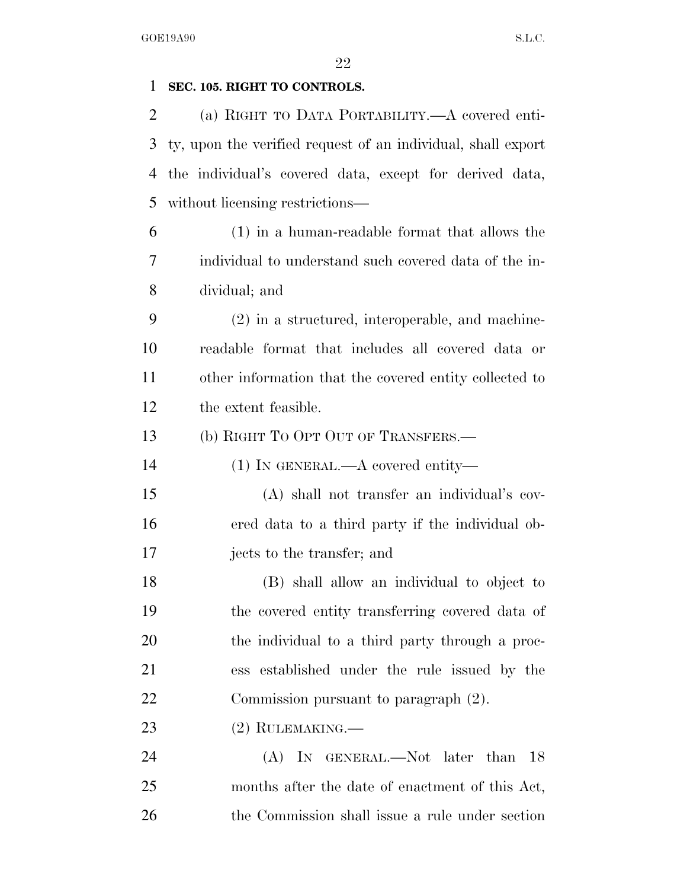**SEC. 105. RIGHT TO CONTROLS.**

(a) RIGHT TO DATA PORTABILITY.—A covered entity, upon the verified request of an individual, shall export the individual's covered data, except for derived data, without licensing restrictions—

(1) in a human-readable format that allows the individual to understand such covered data of the individual; and

(2) in a structured, interoperable, and machine-readable format that includes all covered data or other information that the covered entity collected to the extent feasible.

(b) RIGHT TO OPT OUT OF TRANSFERS.—

(1) IN GENERAL.—A covered entity—

(A) shall not transfer an individual's covered data to a third party if the individual objects to the transfer; and

(B) shall allow an individual to object to the covered entity transferring covered data of the individual to a third party through a process established under the rule issued by the Commission pursuant to paragraph (2).

(2) RULEMAKING.—

(A) IN GENERAL.—Not later than 18 months after the date of enactment of this Act, the Commission shall issue a rule under section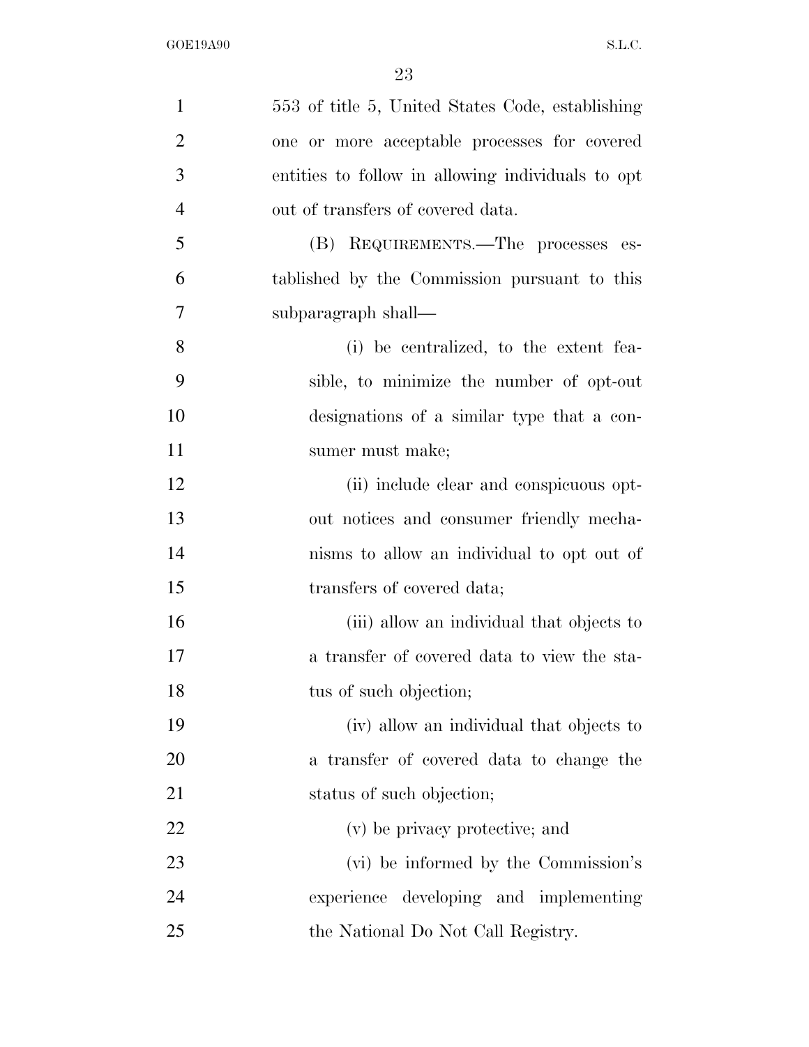553 of title 5, United States Code, establishing one or more acceptable processes for covered entities to follow in allowing individuals to opt out of transfers of covered data.

(B) REQUIREMENTS.—The processes established by the Commission pursuant to this subparagraph shall—

(i) be centralized, to the extent feasible, to minimize the number of opt-out designations of a similar type that a consumer must make;

(ii) include clear and conspicuous opt-out notices and consumer friendly mechanisms to allow an individual to opt out of transfers of covered data;

(iii) allow an individual that objects to a transfer of covered data to view the status of such objection;

(iv) allow an individual that objects to a transfer of covered data to change the status of such objection;

(v) be privacy protective; and

(vi) be informed by the Commission's experience developing and implementing the National Do Not Call Registry.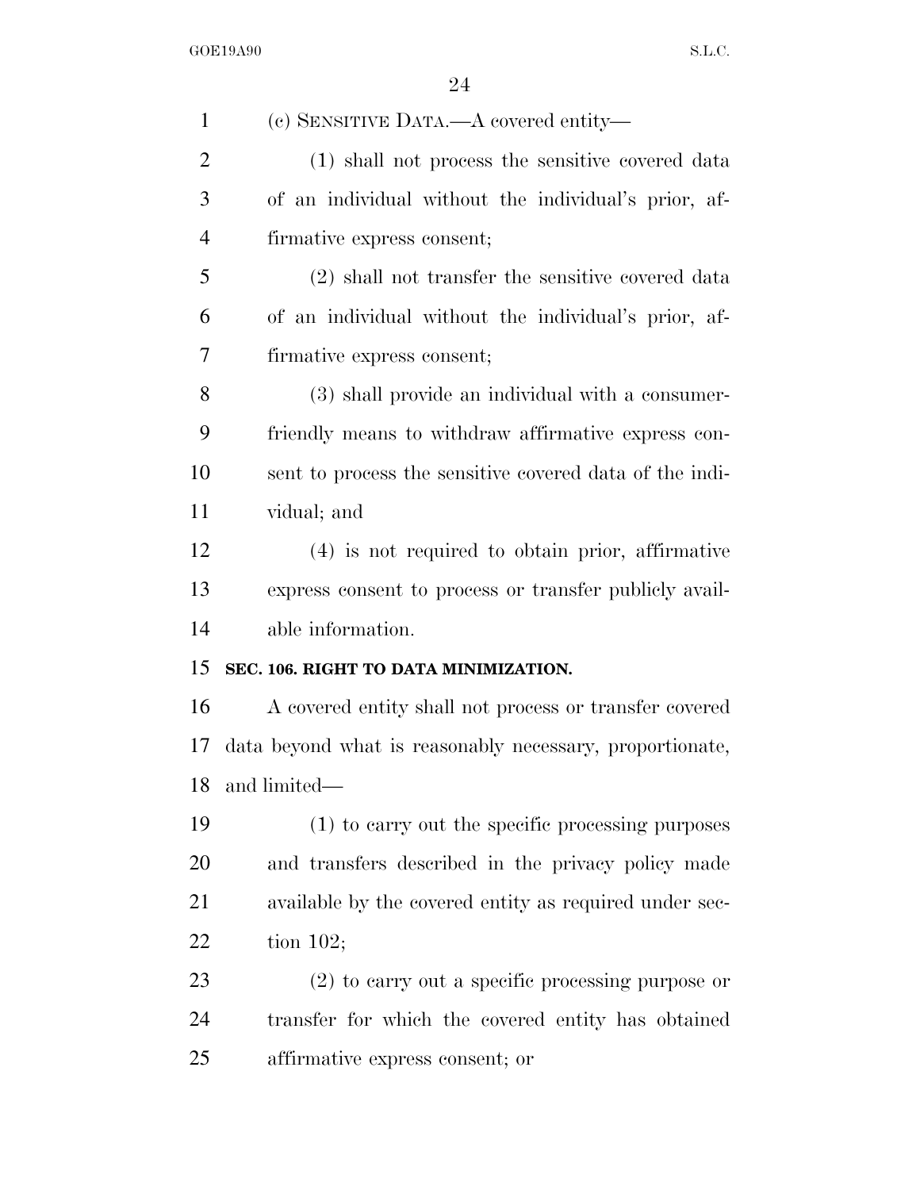(c) SENSITIVE DATA.—A covered entity—

(1) shall not process the sensitive covered data of an individual without the individual's prior, affirmative express consent;

(2) shall not transfer the sensitive covered data of an individual without the individual's prior, affirmative express consent;

(3) shall provide an individual with a consumer-friendly means to withdraw affirmative express consent to process the sensitive covered data of the individual; and

(4) is not required to obtain prior, affirmative express consent to process or transfer publicly available information.

**SEC. 106. RIGHT TO DATA MINIMIZATION.**

A covered entity shall not process or transfer covered data beyond what is reasonably necessary, proportionate, and limited—

(1) to carry out the specific processing purposes and transfers described in the privacy policy made available by the covered entity as required under section 102;

(2) to carry out a specific processing purpose or transfer for which the covered entity has obtained affirmative express consent; or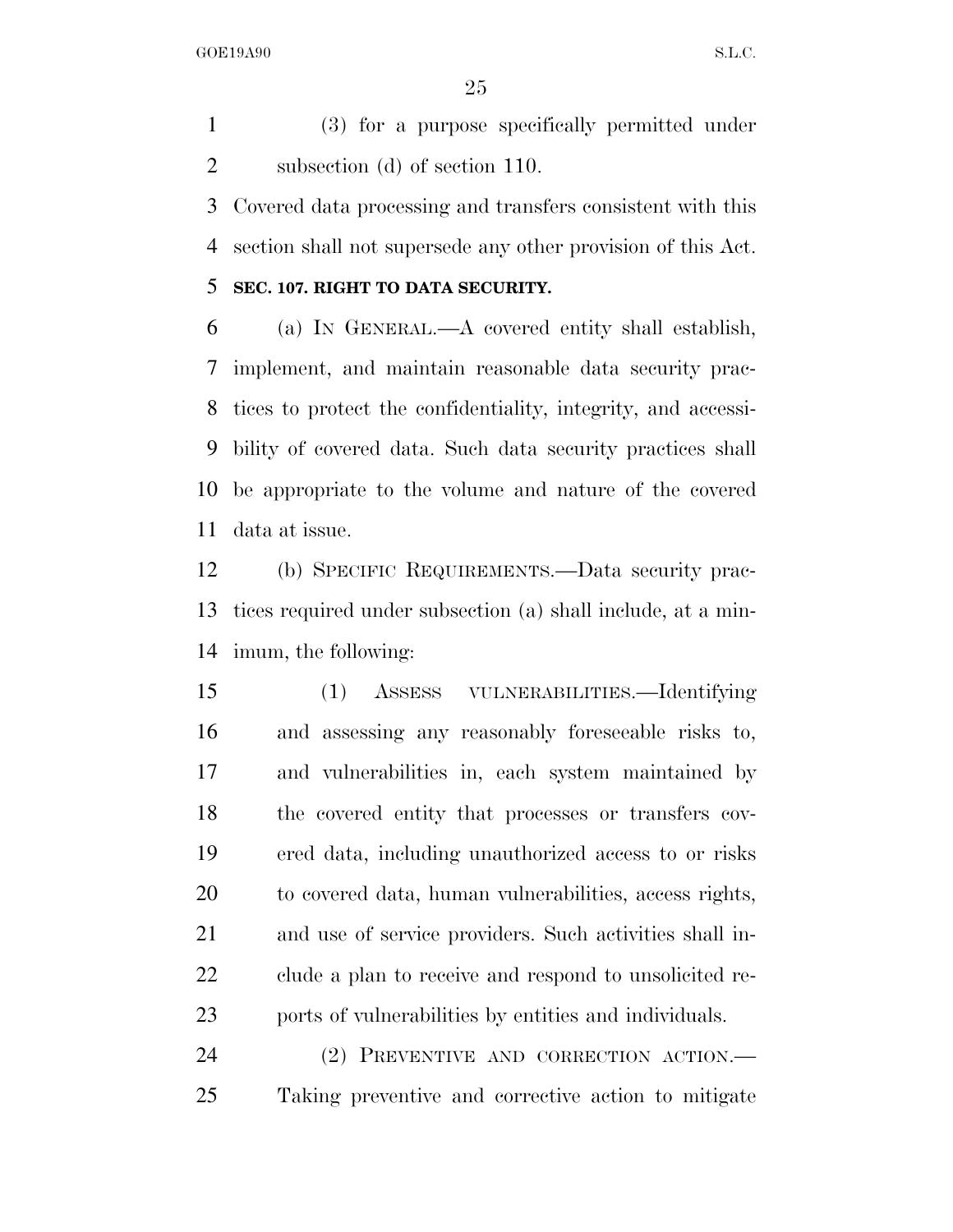(3) for a purpose specifically permitted under subsection (d) of section 110.

Covered data processing and transfers consistent with this section shall not supersede any other provision of this Act.

**SEC. 107. RIGHT TO DATA SECURITY.**

(a) IN GENERAL.—A covered entity shall establish, implement, and maintain reasonable data security practices to protect the confidentiality, integrity, and accessibility of covered data. Such data security practices shall be appropriate to the volume and nature of the covered data at issue.

(b) SPECIFIC REQUIREMENTS.—Data security practices required under subsection (a) shall include, at a minimum, the following:

(1) ASSESS VULNERABILITIES.—Identifying and assessing any reasonably foreseeable risks to, and vulnerabilities in, each system maintained by the covered entity that processes or transfers covered data, including unauthorized access to or risks to covered data, human vulnerabilities, access rights, and use of service providers. Such activities shall include a plan to receive and respond to unsolicited reports of vulnerabilities by entities and individuals.

(2) PREVENTIVE AND CORRECTION ACTION.—Taking preventive and corrective action to mitigate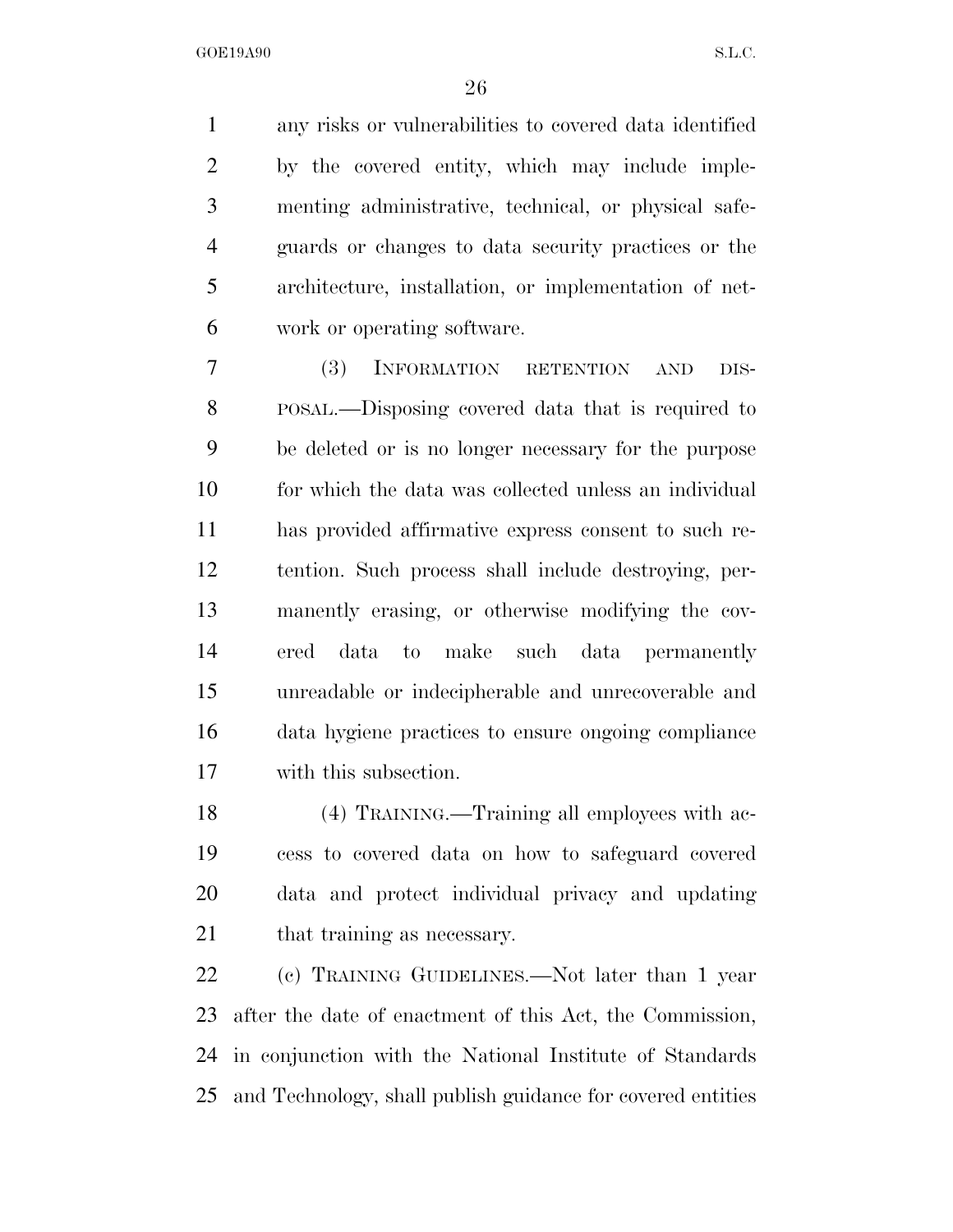any risks or vulnerabilities to covered data identified by the covered entity, which may include implementing administrative, technical, or physical safeguards or changes to data security practices or the architecture, installation, or implementation of network or operating software.

(3) INFORMATION RETENTION AND DISPOSAL.—Disposing covered data that is required to be deleted or is no longer necessary for the purpose for which the data was collected unless an individual has provided affirmative express consent to such retention. Such process shall include destroying, permanently erasing, or otherwise modifying the covered data to make such data permanently unreadable or indecipherable and unrecoverable and data hygiene practices to ensure ongoing compliance with this subsection.

(4) TRAINING.—Training all employees with access to covered data on how to safeguard covered data and protect individual privacy and updating that training as necessary.

(c) TRAINING GUIDELINES.—Not later than 1 year after the date of enactment of this Act, the Commission, in conjunction with the National Institute of Standards and Technology, shall publish guidance for covered entities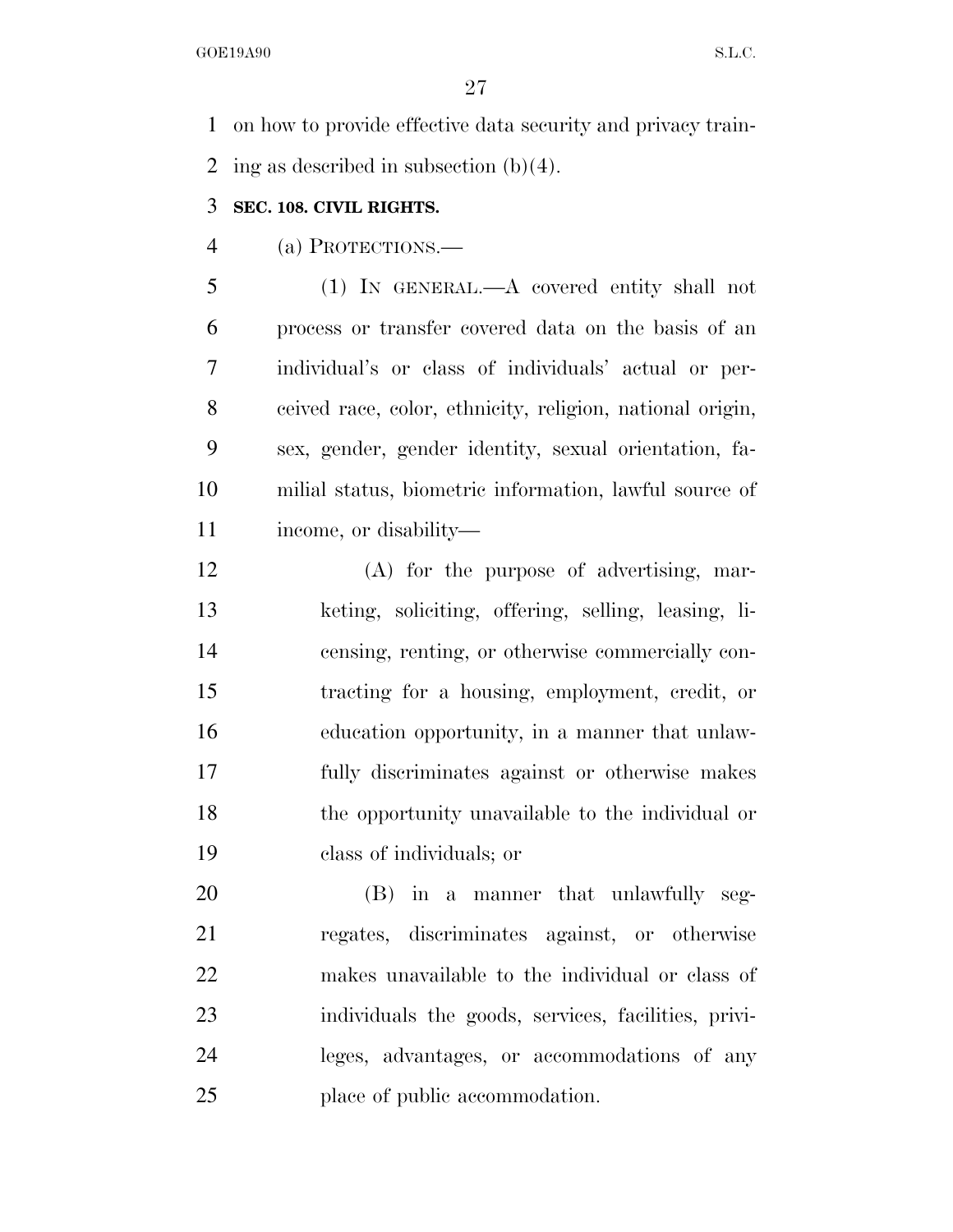on how to provide effective data security and privacy training as described in subsection (b)(4).

**SEC. 108. CIVIL RIGHTS.**

(a) PROTECTIONS.—

(1) IN GENERAL.—A covered entity shall not process or transfer covered data on the basis of an individual's or class of individuals' actual or perceived race, color, ethnicity, religion, national origin, sex, gender, gender identity, sexual orientation, familial status, biometric information, lawful source of income, or disability—

(A) for the purpose of advertising, marketing, soliciting, offering, selling, leasing, licensing, renting, or otherwise commercially contracting for a housing, employment, credit, or education opportunity, in a manner that unlawfully discriminates against or otherwise makes the opportunity unavailable to the individual or class of individuals; or

(B) in a manner that unlawfully segregates, discriminates against, or otherwise makes unavailable to the individual or class of individuals the goods, services, facilities, privileges, advantages, or accommodations of any place of public accommodation.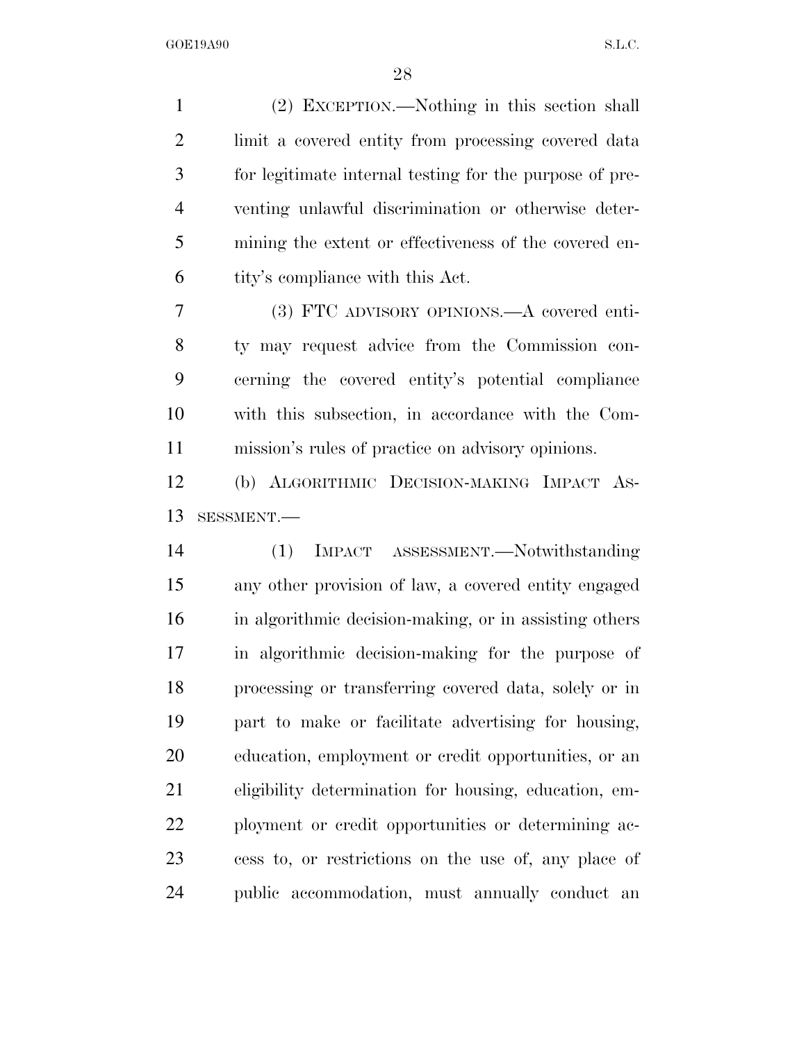(2) EXCEPTION.—Nothing in this section shall limit a covered entity from processing covered data for legitimate internal testing for the purpose of preventing unlawful discrimination or otherwise determining the extent or effectiveness of the covered entity's compliance with this Act.

(3) FTC ADVISORY OPINIONS.—A covered entity may request advice from the Commission concerning the covered entity's potential compliance with this subsection, in accordance with the Commission's rules of practice on advisory opinions.

(b) ALGORITHMIC DECISION-MAKING IMPACT ASSESSMENT.—

(1) IMPACT ASSESSMENT.—Notwithstanding any other provision of law, a covered entity engaged in algorithmic decision-making, or in assisting others in algorithmic decision-making for the purpose of processing or transferring covered data, solely or in part to make or facilitate advertising for housing, education, employment or credit opportunities, or an eligibility determination for housing, education, employment or credit opportunities or determining access to, or restrictions on the use of, any place of public accommodation, must annually conduct an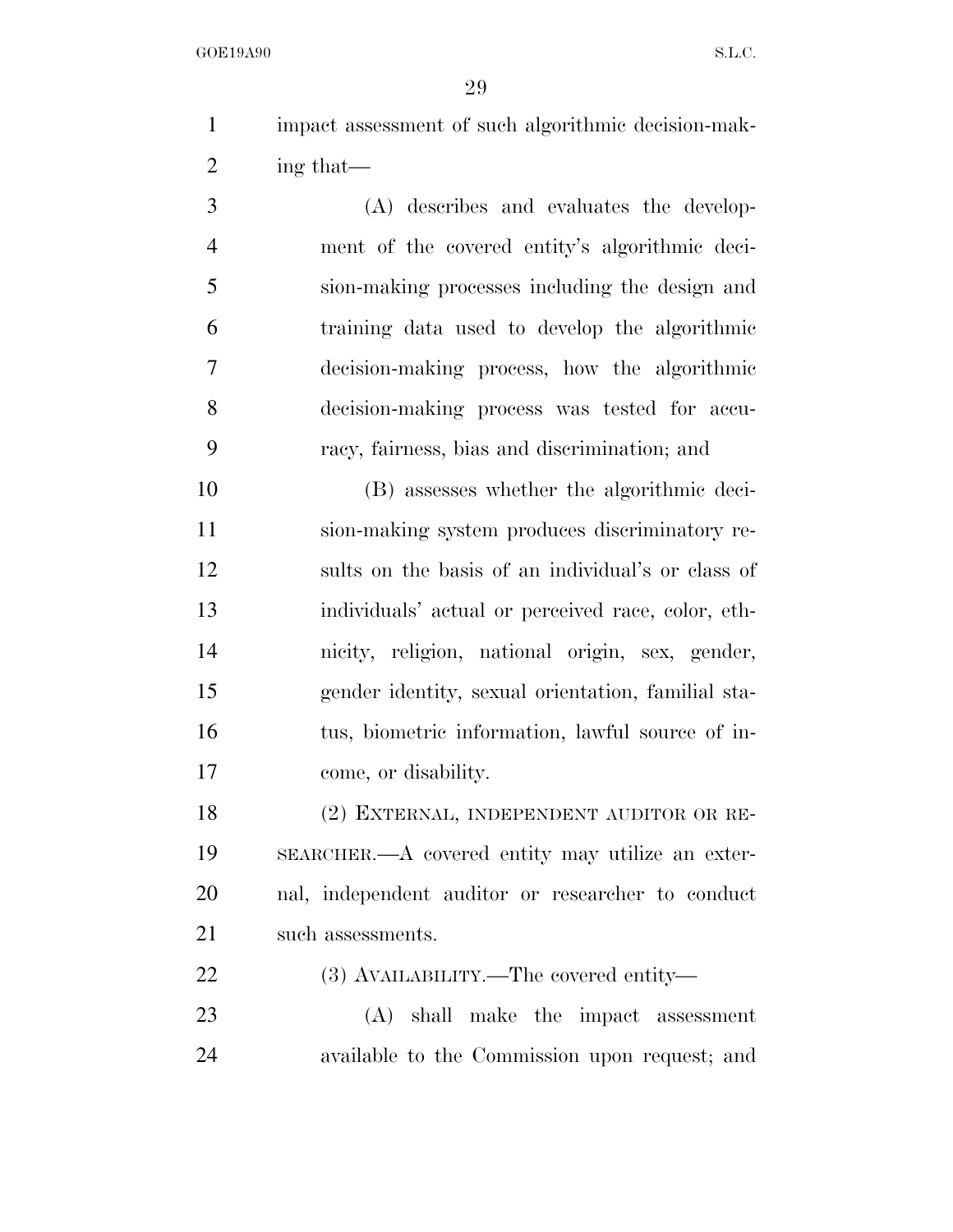impact assessment of such algorithmic decision-making that—

(A) describes and evaluates the development of the covered entity's algorithmic decision-making processes including the design and training data used to develop the algorithmic decision-making process, how the algorithmic decision-making process was tested for accuracy, fairness, bias and discrimination; and

(B) assesses whether the algorithmic decision-making system produces discriminatory results on the basis of an individual's or class of individuals' actual or perceived race, color, ethnicity, religion, national origin, sex, gender, gender identity, sexual orientation, familial status, biometric information, lawful source of income, or disability.

(2) EXTERNAL, INDEPENDENT AUDITOR OR RESEARCHER.—A covered entity may utilize an external, independent auditor or researcher to conduct such assessments.

(3) AVAILABILITY.—The covered entity—

(A) shall make the impact assessment available to the Commission upon request; and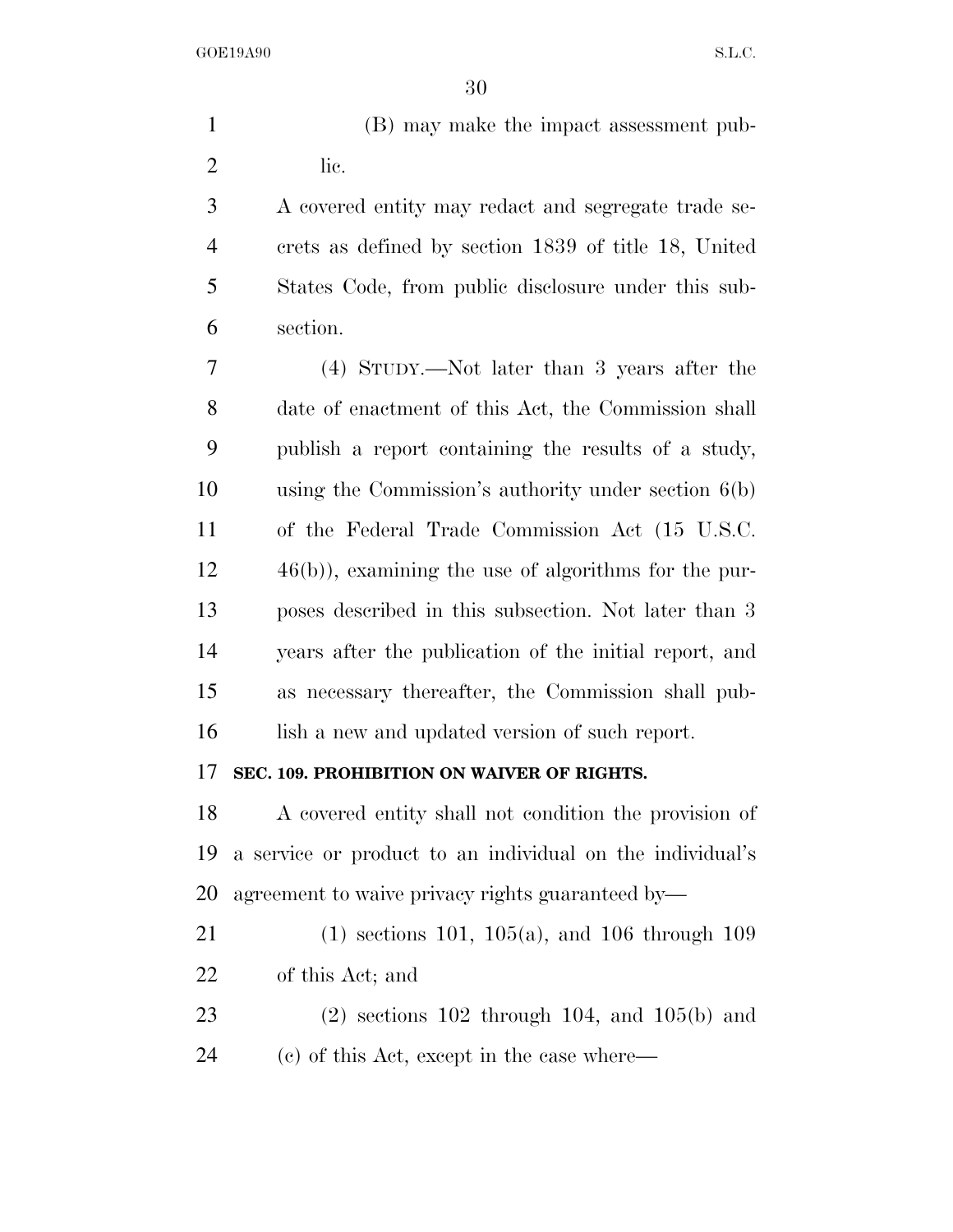(B) may make the impact assessment public.

A covered entity may redact and segregate trade secrets as defined by section 1839 of title 18, United States Code, from public disclosure under this subsection.

(4) STUDY.—Not later than 3 years after the date of enactment of this Act, the Commission shall publish a report containing the results of a study, using the Commission's authority under section 6(b) of the Federal Trade Commission Act (15 U.S.C. 46(b)), examining the use of algorithms for the purposes described in this subsection. Not later than 3 years after the publication of the initial report, and as necessary thereafter, the Commission shall publish a new and updated version of such report.

**SEC. 109. PROHIBITION ON WAIVER OF RIGHTS.**

A covered entity shall not condition the provision of a service or product to an individual on the individual's agreement to waive privacy rights guaranteed by—

(1) sections 101, 105(a), and 106 through 109 of this Act; and

(2) sections 102 through 104, and 105(b) and (c) of this Act, except in the case where—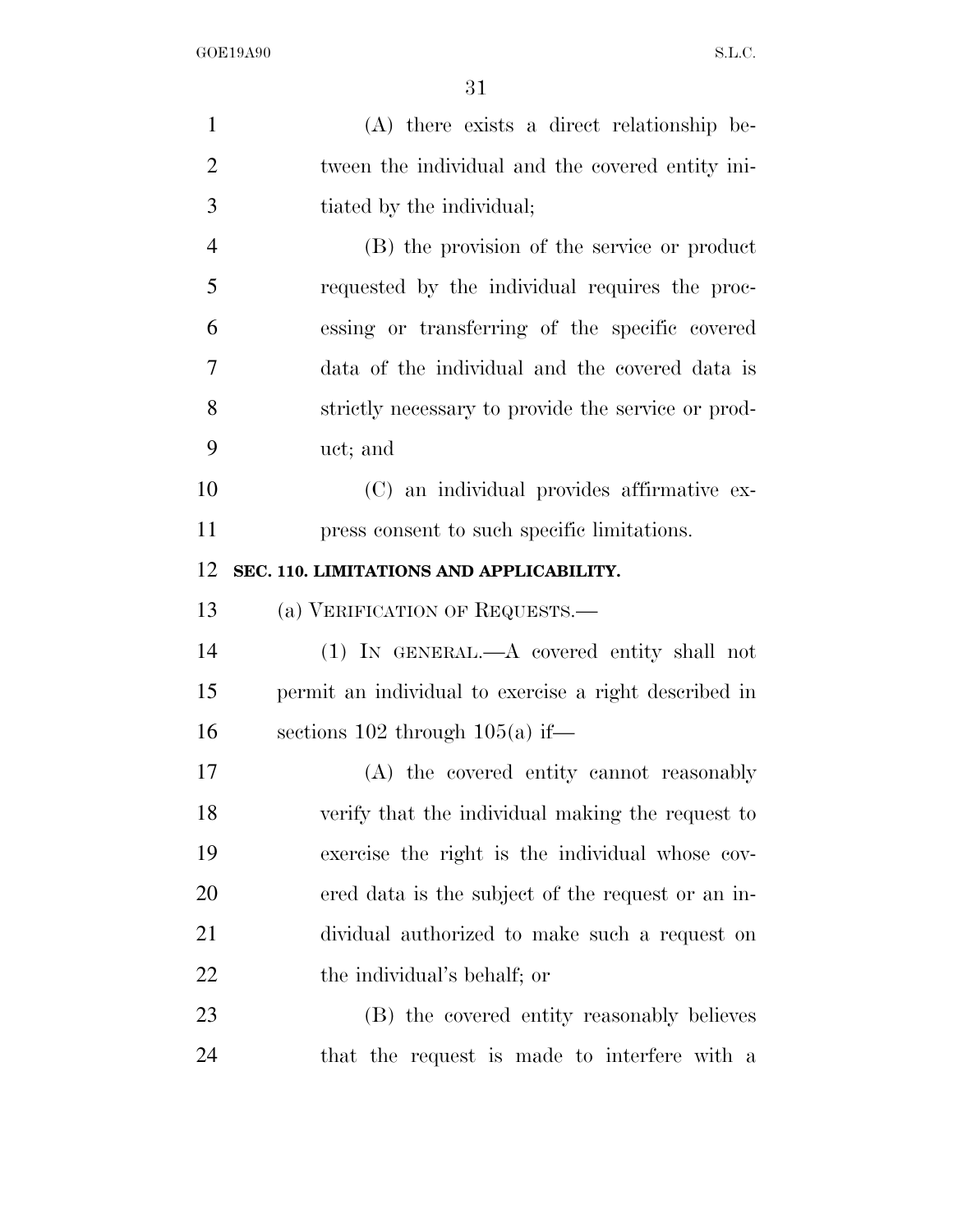(A) there exists a direct relationship between the individual and the covered entity initiated by the individual;

(B) the provision of the service or product requested by the individual requires the processing or transferring of the specific covered data of the individual and the covered data is strictly necessary to provide the service or product; and

(C) an individual provides affirmative express consent to such specific limitations.

**SEC. 110. LIMITATIONS AND APPLICABILITY.**

(a) VERIFICATION OF REQUESTS.—

(1) IN GENERAL.—A covered entity shall not permit an individual to exercise a right described in sections 102 through 105(a) if—

(A) the covered entity cannot reasonably verify that the individual making the request to exercise the right is the individual whose covered data is the subject of the request or an individual authorized to make such a request on the individual's behalf; or

(B) the covered entity reasonably believes that the request is made to interfere with a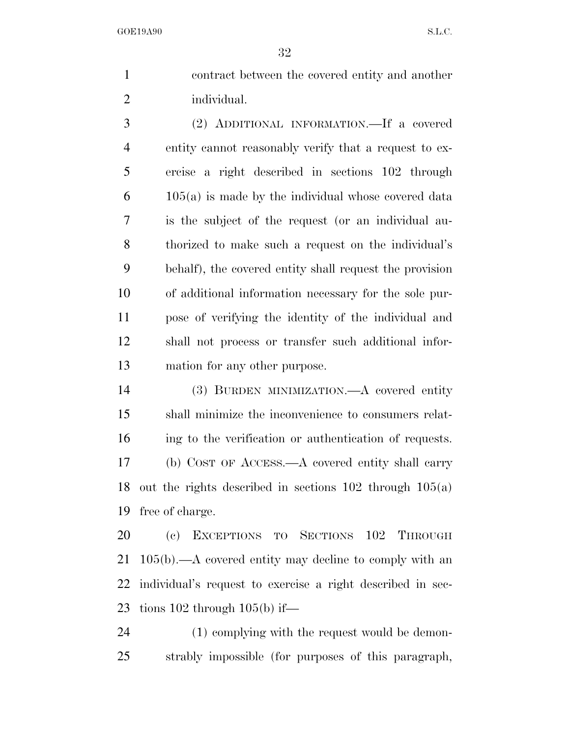contract between the covered entity and another individual.

(2) ADDITIONAL INFORMATION.—If a covered entity cannot reasonably verify that a request to exercise a right described in sections 102 through 105(a) is made by the individual whose covered data is the subject of the request (or an individual authorized to make such a request on the individual's behalf), the covered entity shall request the provision of additional information necessary for the sole purpose of verifying the identity of the individual and shall not process or transfer such additional information for any other purpose.

(3) BURDEN MINIMIZATION.—A covered entity shall minimize the inconvenience to consumers relating to the verification or authentication of requests.

(b) COST OF ACCESS.—A covered entity shall carry out the rights described in sections 102 through 105(a) free of charge.

(c) EXCEPTIONS TO SECTIONS 102 THROUGH 105(b).—A covered entity may decline to comply with an individual's request to exercise a right described in sections 102 through 105(b) if—

(1) complying with the request would be demonstrably impossible (for purposes of this paragraph,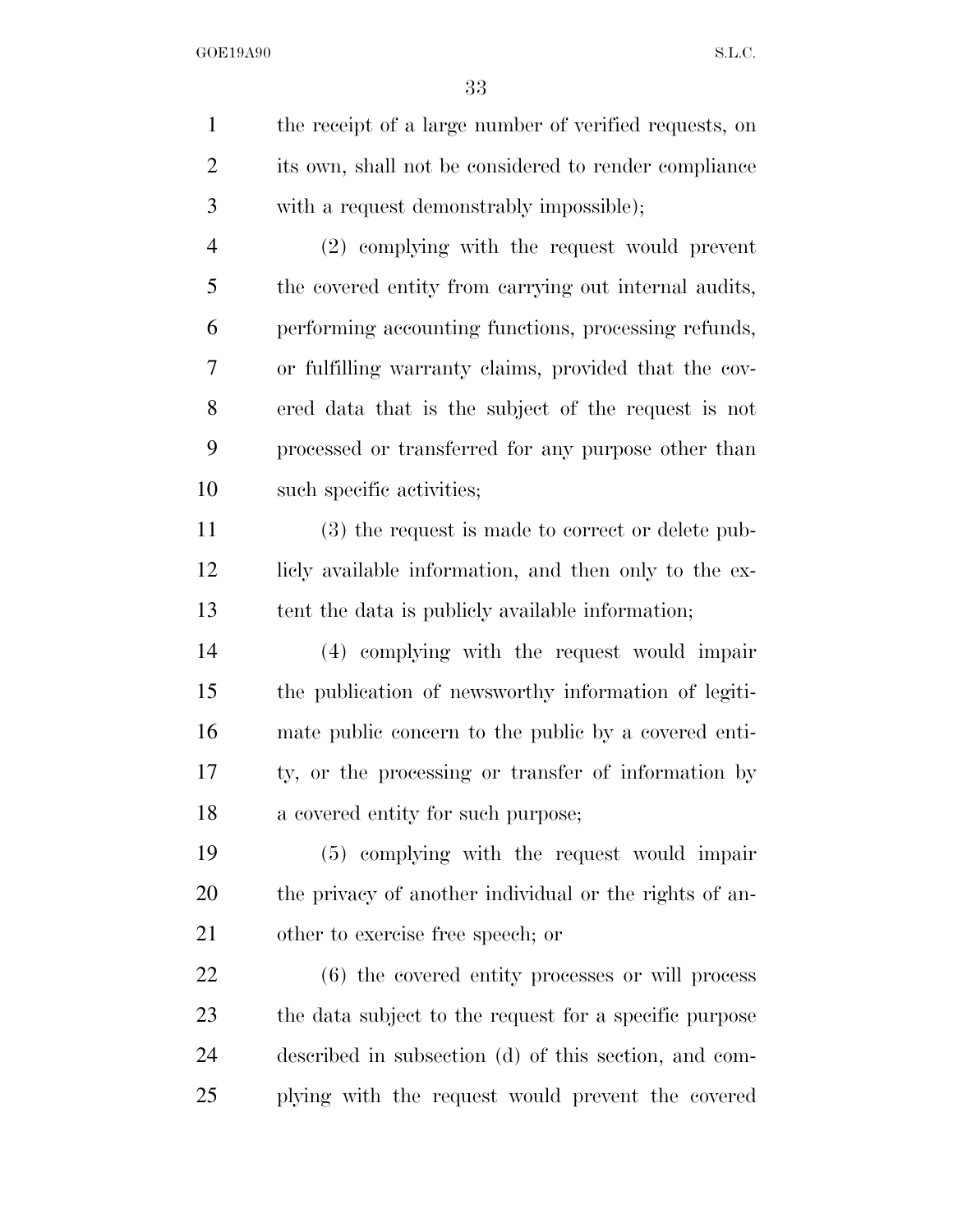the receipt of a large number of verified requests, on its own, shall not be considered to render compliance with a request demonstrably impossible);

(2) complying with the request would prevent the covered entity from carrying out internal audits, performing accounting functions, processing refunds, or fulfilling warranty claims, provided that the covered data that is the subject of the request is not processed or transferred for any purpose other than such specific activities;

(3) the request is made to correct or delete publicly available information, and then only to the extent the data is publicly available information;

(4) complying with the request would impair the publication of newsworthy information of legitimate public concern to the public by a covered entity, or the processing or transfer of information by a covered entity for such purpose;

(5) complying with the request would impair the privacy of another individual or the rights of another to exercise free speech; or

(6) the covered entity processes or will process the data subject to the request for a specific purpose described in subsection (d) of this section, and complying with the request would prevent the covered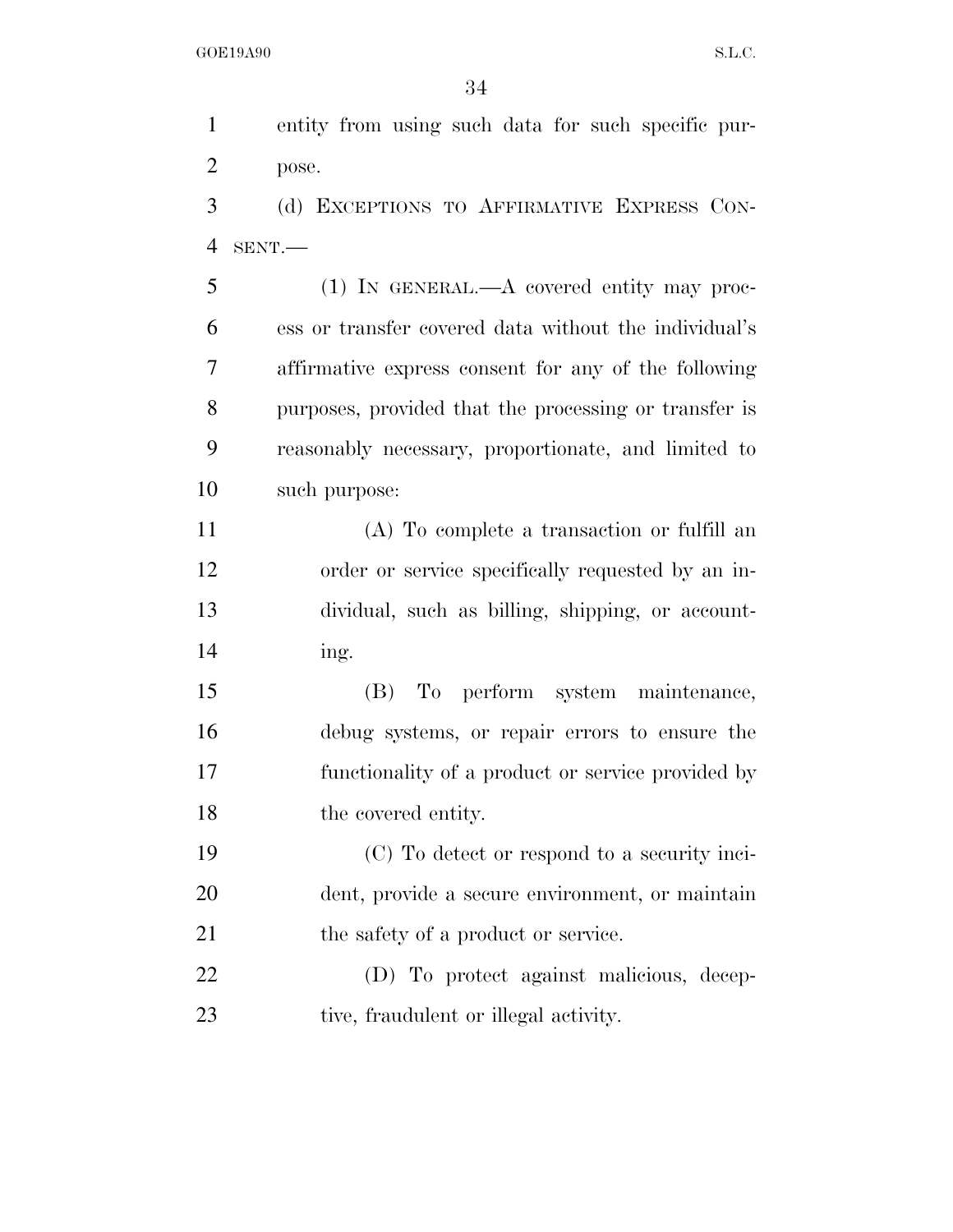entity from using such data for such specific purpose.

(d) EXCEPTIONS TO AFFIRMATIVE EXPRESS CONSENT.—

(1) IN GENERAL.—A covered entity may process or transfer covered data without the individual's affirmative express consent for any of the following purposes, provided that the processing or transfer is reasonably necessary, proportionate, and limited to such purpose:

(A) To complete a transaction or fulfill an order or service specifically requested by an individual, such as billing, shipping, or accounting.

(B) To perform system maintenance, debug systems, or repair errors to ensure the functionality of a product or service provided by the covered entity.

(C) To detect or respond to a security incident, provide a secure environment, or maintain the safety of a product or service.

(D) To protect against malicious, deceptive, fraudulent or illegal activity.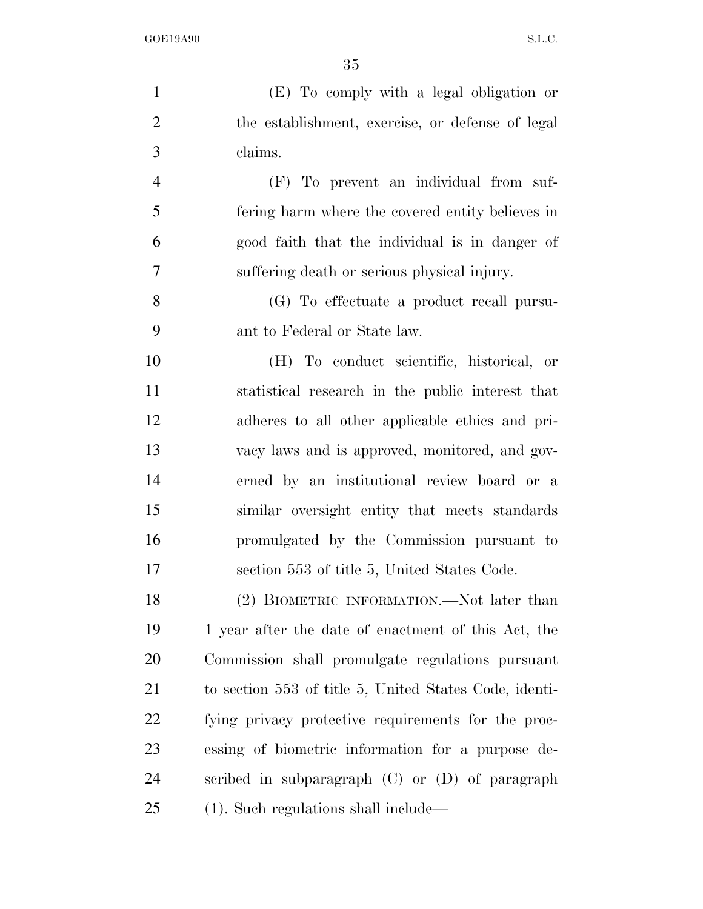(E) To comply with a legal obligation or the establishment, exercise, or defense of legal claims.

(F) To prevent an individual from suffering harm where the covered entity believes in good faith that the individual is in danger of suffering death or serious physical injury.

(G) To effectuate a product recall pursuant to Federal or State law.

(H) To conduct scientific, historical, or statistical research in the public interest that adheres to all other applicable ethics and privacy laws and is approved, monitored, and governed by an institutional review board or a similar oversight entity that meets standards promulgated by the Commission pursuant to section 553 of title 5, United States Code.

(2) BIOMETRIC INFORMATION.—Not later than 1 year after the date of enactment of this Act, the Commission shall promulgate regulations pursuant to section 553 of title 5, United States Code, identifying privacy protective requirements for the processing of biometric information for a purpose described in subparagraph (C) or (D) of paragraph (1). Such regulations shall include—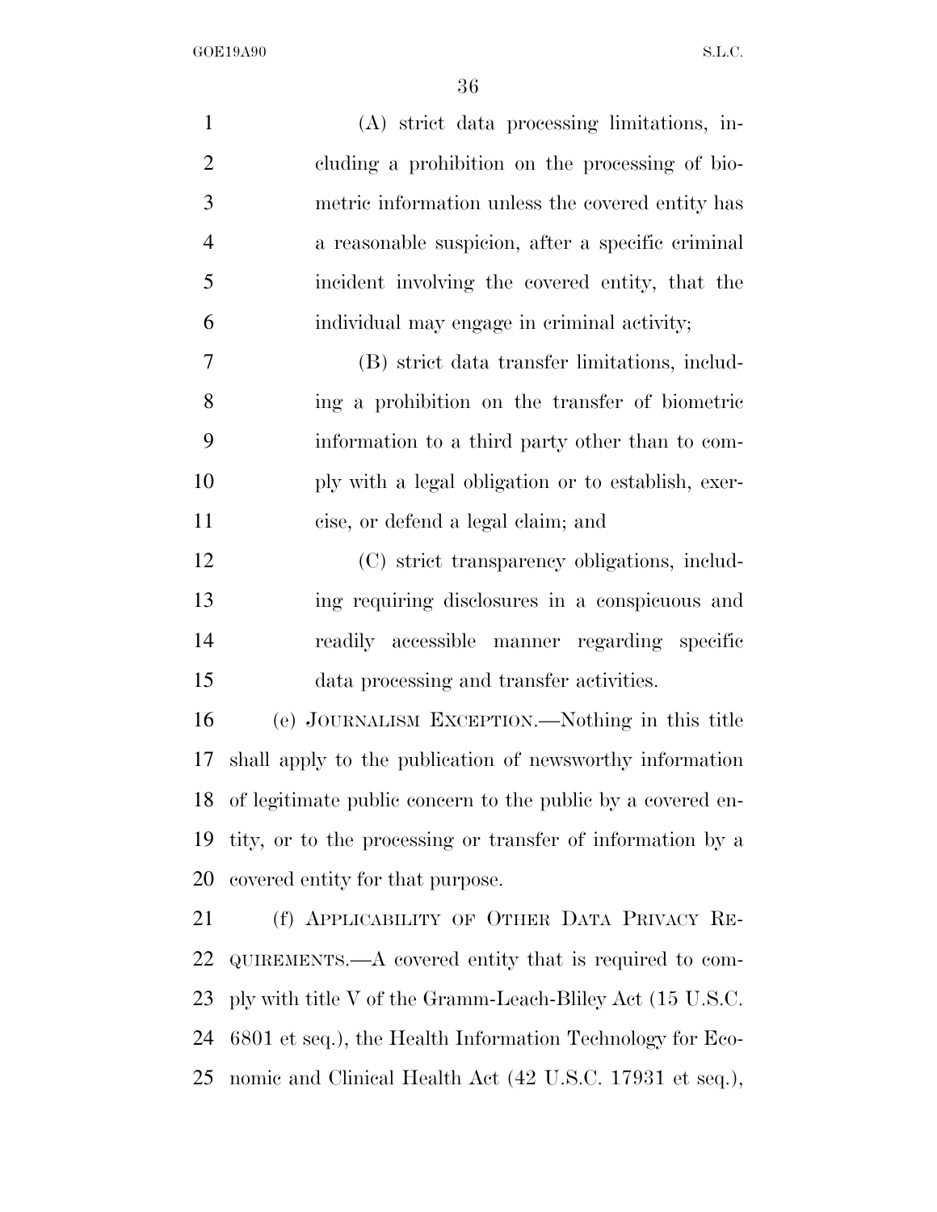(A) strict data processing limitations, including a prohibition on the processing of biometric information unless the covered entity has a reasonable suspicion, after a specific criminal incident involving the covered entity, that the individual may engage in criminal activity;

(B) strict data transfer limitations, including a prohibition on the transfer of biometric information to a third party other than to comply with a legal obligation or to establish, exercise, or defend a legal claim; and

(C) strict transparency obligations, including requiring disclosures in a conspicuous and readily accessible manner regarding specific data processing and transfer activities.

(e) JOURNALISM EXCEPTION.—Nothing in this title shall apply to the publication of newsworthy information of legitimate public concern to the public by a covered entity, or to the processing or transfer of information by a covered entity for that purpose.

(f) APPLICABILITY OF OTHER DATA PRIVACY REQUIREMENTS.—A covered entity that is required to comply with title V of the Gramm-Leach-Bliley Act (15 U.S.C. 6801 et seq.), the Health Information Technology for Economic and Clinical Health Act (42 U.S.C. 17931 et seq.),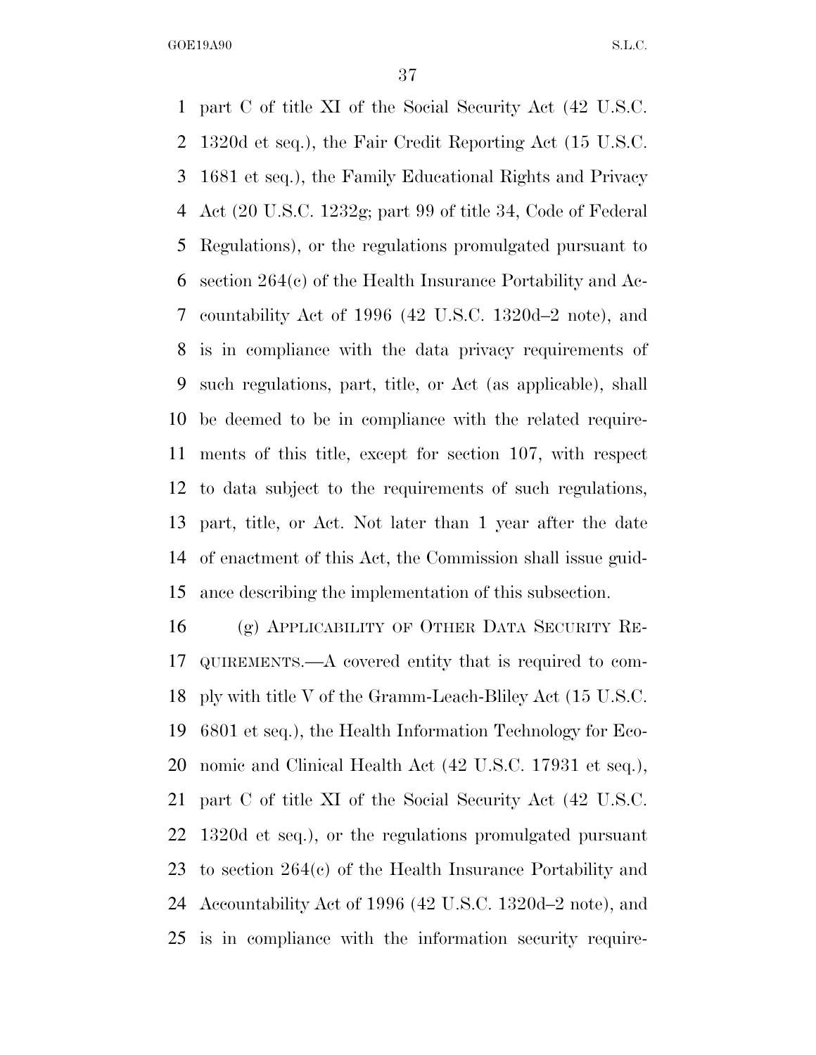part C of title XI of the Social Security Act (42 U.S.C. 1320d et seq.), the Fair Credit Reporting Act (15 U.S.C. 1681 et seq.), the Family Educational Rights and Privacy Act (20 U.S.C. 1232g; part 99 of title 34, Code of Federal Regulations), or the regulations promulgated pursuant to section 264(c) of the Health Insurance Portability and Accountability Act of 1996 (42 U.S.C. 1320d–2 note), and is in compliance with the data privacy requirements of such regulations, part, title, or Act (as applicable), shall be deemed to be in compliance with the related requirements of this title, except for section 107, with respect to data subject to the requirements of such regulations, part, title, or Act. Not later than 1 year after the date of enactment of this Act, the Commission shall issue guidance describing the implementation of this subsection.

(g) APPLICABILITY OF OTHER DATA SECURITY REQUIREMENTS.—A covered entity that is required to comply with title V of the Gramm-Leach-Bliley Act (15 U.S.C. 6801 et seq.), the Health Information Technology for Economic and Clinical Health Act (42 U.S.C. 17931 et seq.), part C of title XI of the Social Security Act (42 U.S.C. 1320d et seq.), or the regulations promulgated pursuant to section 264(c) of the Health Insurance Portability and Accountability Act of 1996 (42 U.S.C. 1320d–2 note), and is in compliance with the information security require-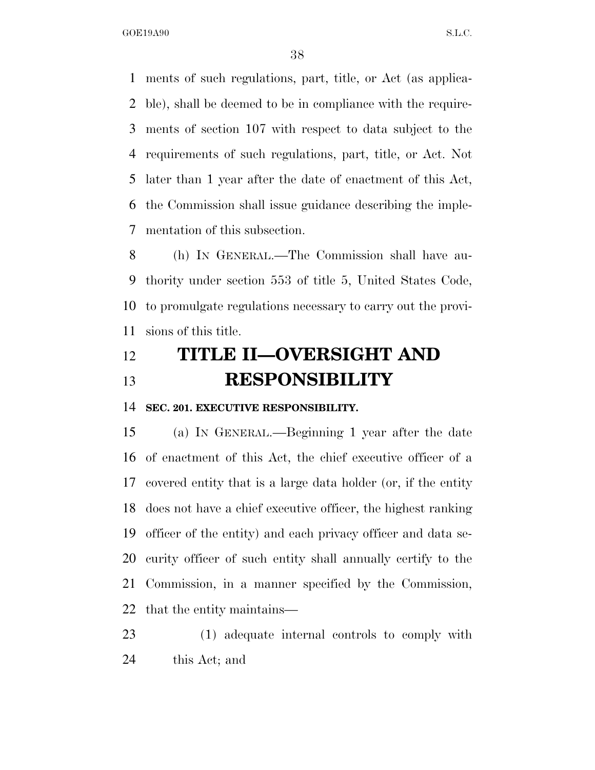ments of such regulations, part, title, or Act (as applicable), shall be deemed to be in compliance with the requirements of section 107 with respect to data subject to the requirements of such regulations, part, title, or Act. Not later than 1 year after the date of enactment of this Act, the Commission shall issue guidance describing the implementation of this subsection.

(h) IN GENERAL.—The Commission shall have authority under section 553 of title 5, United States Code, to promulgate regulations necessary to carry out the provisions of this title.

# TITLE II—OVERSIGHT AND RESPONSIBILITY

**SEC. 201. EXECUTIVE RESPONSIBILITY.**

(a) IN GENERAL.—Beginning 1 year after the date of enactment of this Act, the chief executive officer of a covered entity that is a large data holder (or, if the entity does not have a chief executive officer, the highest ranking officer of the entity) and each privacy officer and data security officer of such entity shall annually certify to the Commission, in a manner specified by the Commission, that the entity maintains—

(1) adequate internal controls to comply with this Act; and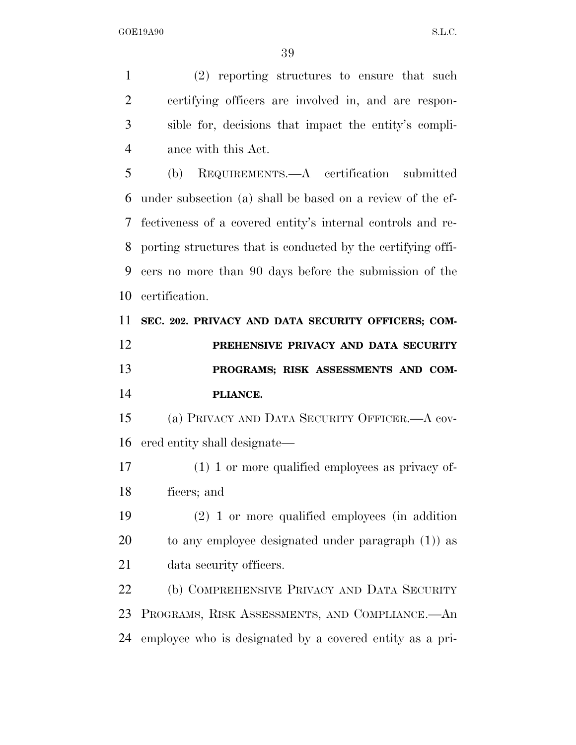(2) reporting structures to ensure that such certifying officers are involved in, and are responsible for, decisions that impact the entity's compliance with this Act.

(b) REQUIREMENTS.—A certification submitted under subsection (a) shall be based on a review of the effectiveness of a covered entity's internal controls and reporting structures that is conducted by the certifying officers no more than 90 days before the submission of the certification.

**SEC. 202. PRIVACY AND DATA SECURITY OFFICERS; COMPREHENSIVE PRIVACY AND DATA SECURITY PROGRAMS; RISK ASSESSMENTS AND COMPLIANCE.**

(a) PRIVACY AND DATA SECURITY OFFICER.—A covered entity shall designate—

(1) 1 or more qualified employees as privacy officers; and

(2) 1 or more qualified employees (in addition to any employee designated under paragraph (1)) as data security officers.

(b) COMPREHENSIVE PRIVACY AND DATA SECURITY PROGRAMS, RISK ASSESSMENTS, AND COMPLIANCE.—An employee who is designated by a covered entity as a pri-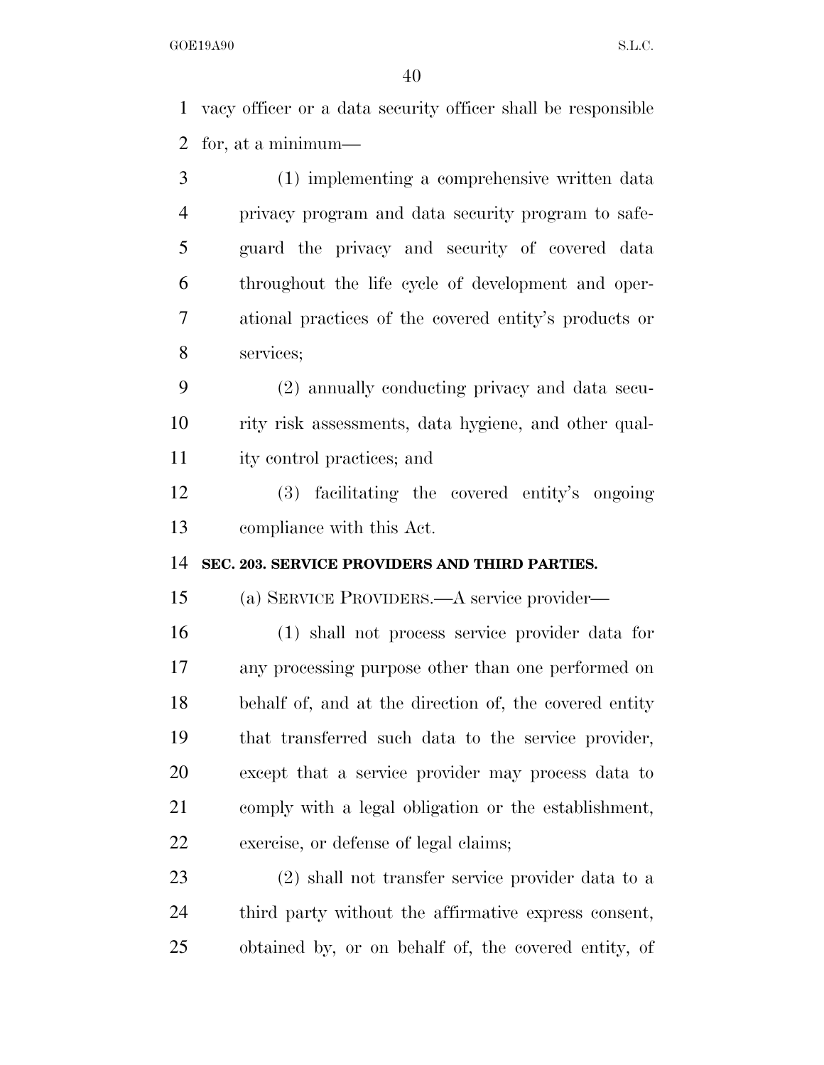vacy officer or a data security officer shall be responsible for, at a minimum—

(1) implementing a comprehensive written data privacy program and data security program to safeguard the privacy and security of covered data throughout the life cycle of development and operational practices of the covered entity's products or services;

(2) annually conducting privacy and data security risk assessments, data hygiene, and other quality control practices; and

(3) facilitating the covered entity's ongoing compliance with this Act.

## SEC. 203. SERVICE PROVIDERS AND THIRD PARTIES.

(a) SERVICE PROVIDERS.—A service provider—

(1) shall not process service provider data for any processing purpose other than one performed on behalf of, and at the direction of, the covered entity that transferred such data to the service provider, except that a service provider may process data to comply with a legal obligation or the establishment, exercise, or defense of legal claims;

(2) shall not transfer service provider data to a third party without the affirmative express consent, obtained by, or on behalf of, the covered entity, of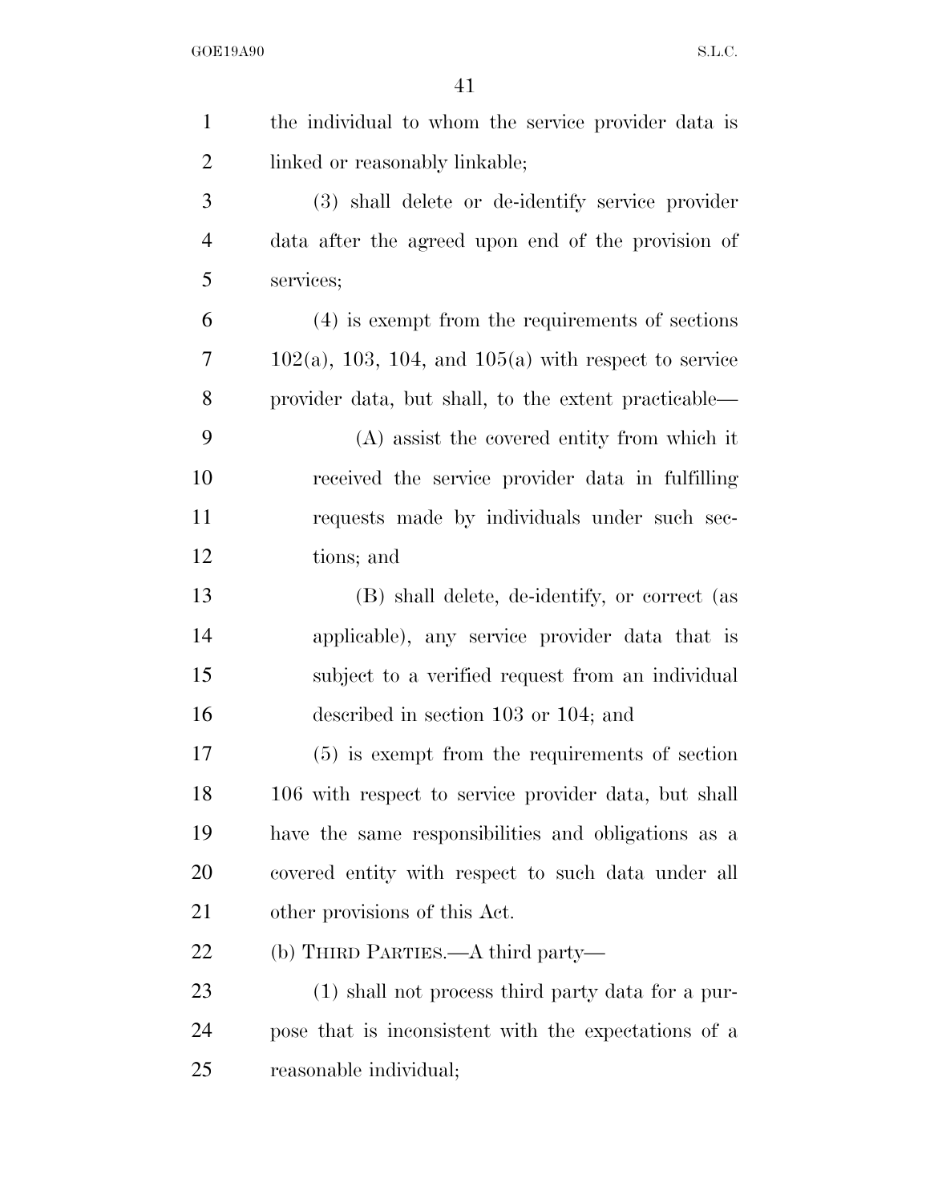the individual to whom the service provider data is linked or reasonably linkable;

(3) shall delete or de-identify service provider data after the agreed upon end of the provision of services;

(4) is exempt from the requirements of sections 102(a), 103, 104, and 105(a) with respect to service provider data, but shall, to the extent practicable—

(A) assist the covered entity from which it received the service provider data in fulfilling requests made by individuals under such sections; and

(B) shall delete, de-identify, or correct (as applicable), any service provider data that is subject to a verified request from an individual described in section 103 or 104; and

(5) is exempt from the requirements of section 106 with respect to service provider data, but shall have the same responsibilities and obligations as a covered entity with respect to such data under all other provisions of this Act.

(b) THIRD PARTIES.—A third party—

(1) shall not process third party data for a purpose that is inconsistent with the expectations of a reasonable individual;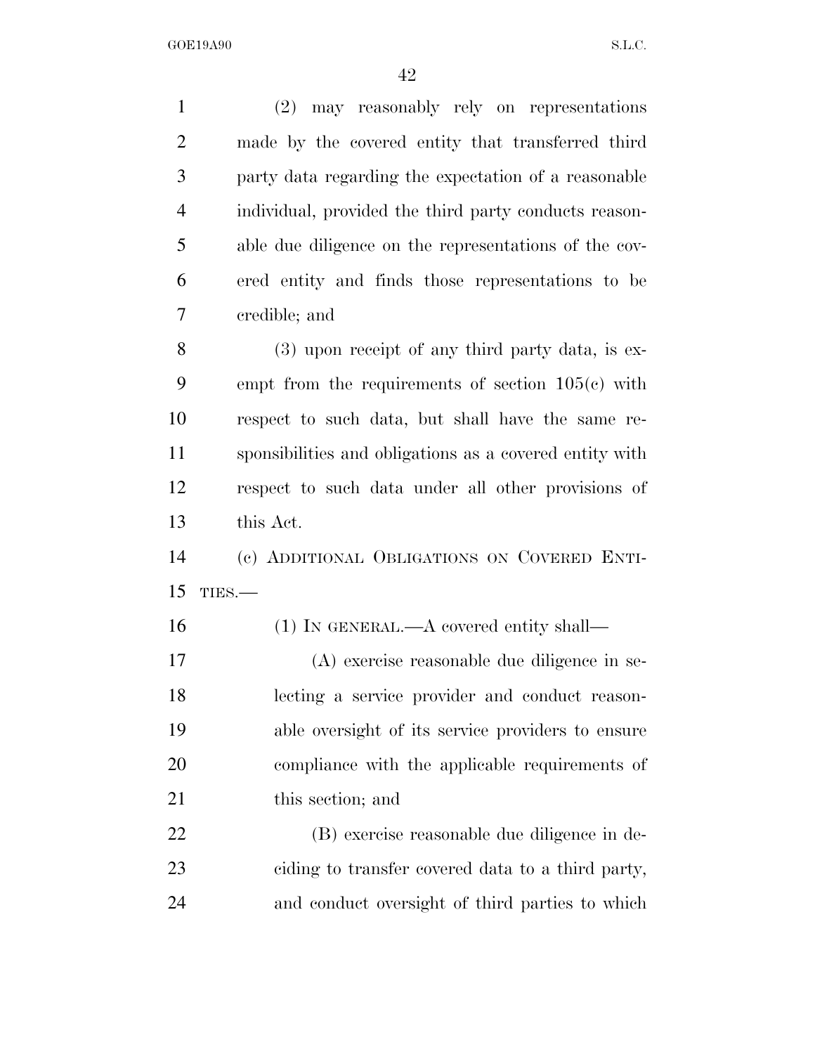(2) may reasonably rely on representations made by the covered entity that transferred third party data regarding the expectation of a reasonable individual, provided the third party conducts reasonable due diligence on the representations of the covered entity and finds those representations to be credible; and

(3) upon receipt of any third party data, is exempt from the requirements of section 105(c) with respect to such data, but shall have the same responsibilities and obligations as a covered entity with respect to such data under all other provisions of this Act.

(c) ADDITIONAL OBLIGATIONS ON COVERED ENTITIES.—

(1) IN GENERAL.—A covered entity shall—

(A) exercise reasonable due diligence in selecting a service provider and conduct reasonable oversight of its service providers to ensure compliance with the applicable requirements of this section; and

(B) exercise reasonable due diligence in deciding to transfer covered data to a third party, and conduct oversight of third parties to which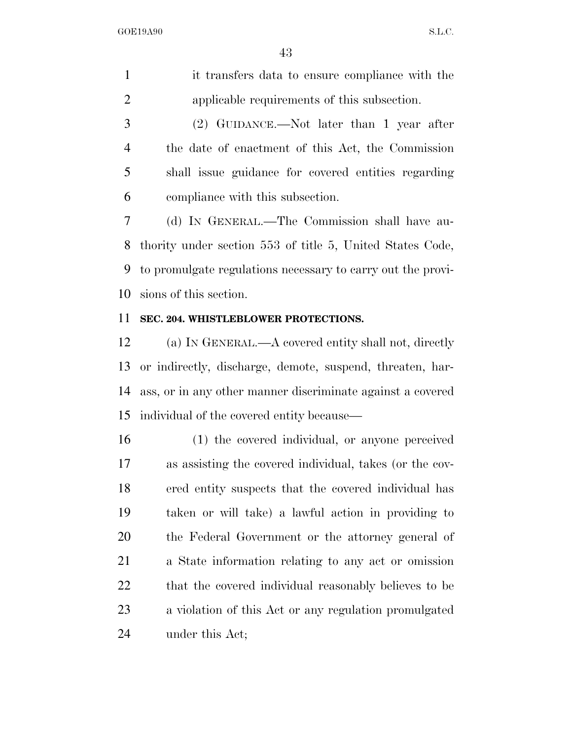it transfers data to ensure compliance with the applicable requirements of this subsection.

(2) GUIDANCE.—Not later than 1 year after the date of enactment of this Act, the Commission shall issue guidance for covered entities regarding compliance with this subsection.

(d) IN GENERAL.—The Commission shall have authority under section 553 of title 5, United States Code, to promulgate regulations necessary to carry out the provisions of this section.

**SEC. 204. WHISTLEBLOWER PROTECTIONS.**

(a) IN GENERAL.—A covered entity shall not, directly or indirectly, discharge, demote, suspend, threaten, harass, or in any other manner discriminate against a covered individual of the covered entity because—

(1) the covered individual, or anyone perceived as assisting the covered individual, takes (or the covered entity suspects that the covered individual has taken or will take) a lawful action in providing to the Federal Government or the attorney general of a State information relating to any act or omission that the covered individual reasonably believes to be a violation of this Act or any regulation promulgated under this Act;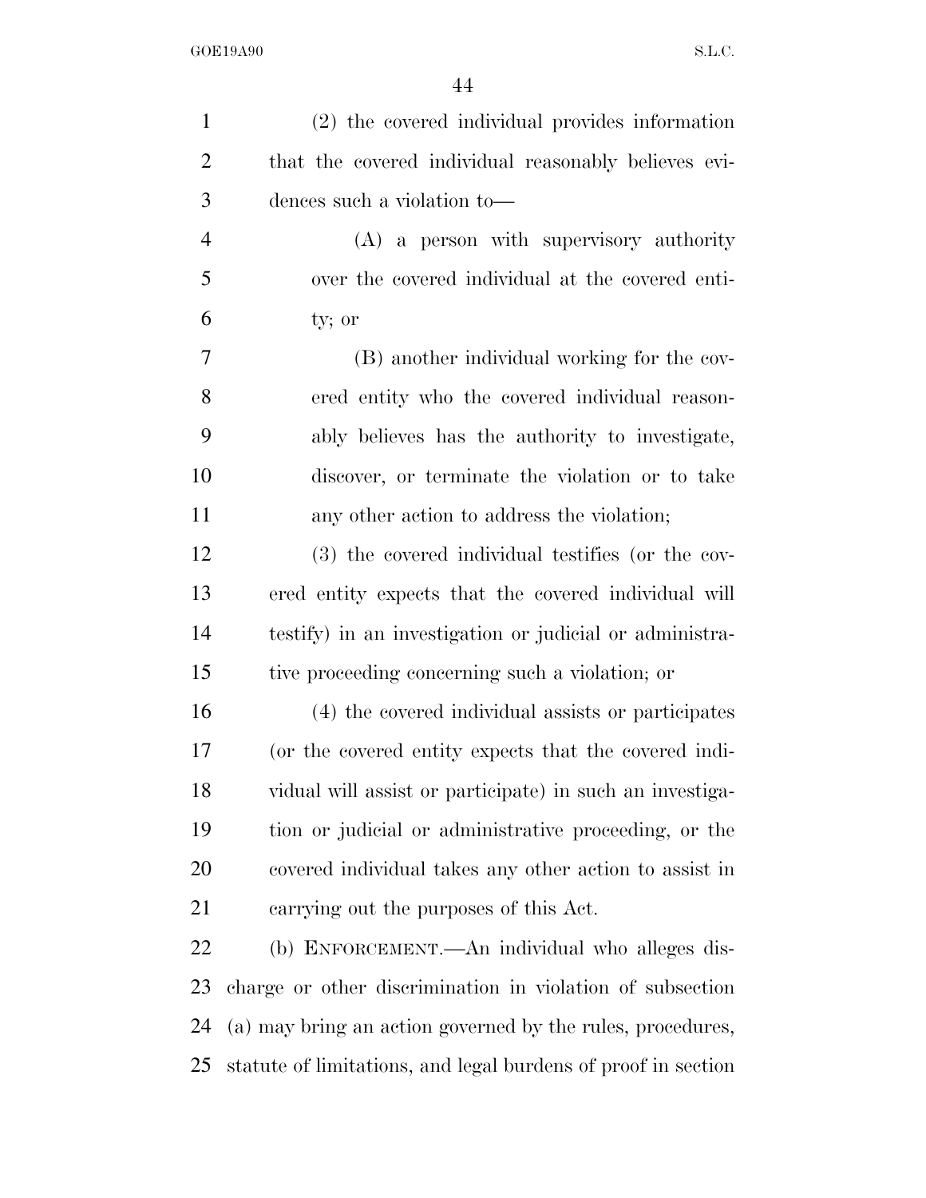(2) the covered individual provides information that the covered individual reasonably believes evidences such a violation to—

(A) a person with supervisory authority over the covered individual at the covered entity; or

(B) another individual working for the covered entity who the covered individual reasonably believes has the authority to investigate, discover, or terminate the violation or to take any other action to address the violation;

(3) the covered individual testifies (or the covered entity expects that the covered individual will testify) in an investigation or judicial or administrative proceeding concerning such a violation; or

(4) the covered individual assists or participates (or the covered entity expects that the covered individual will assist or participate) in such an investigation or judicial or administrative proceeding, or the covered individual takes any other action to assist in carrying out the purposes of this Act.

(b) ENFORCEMENT.—An individual who alleges discharge or other discrimination in violation of subsection (a) may bring an action governed by the rules, procedures, statute of limitations, and legal burdens of proof in section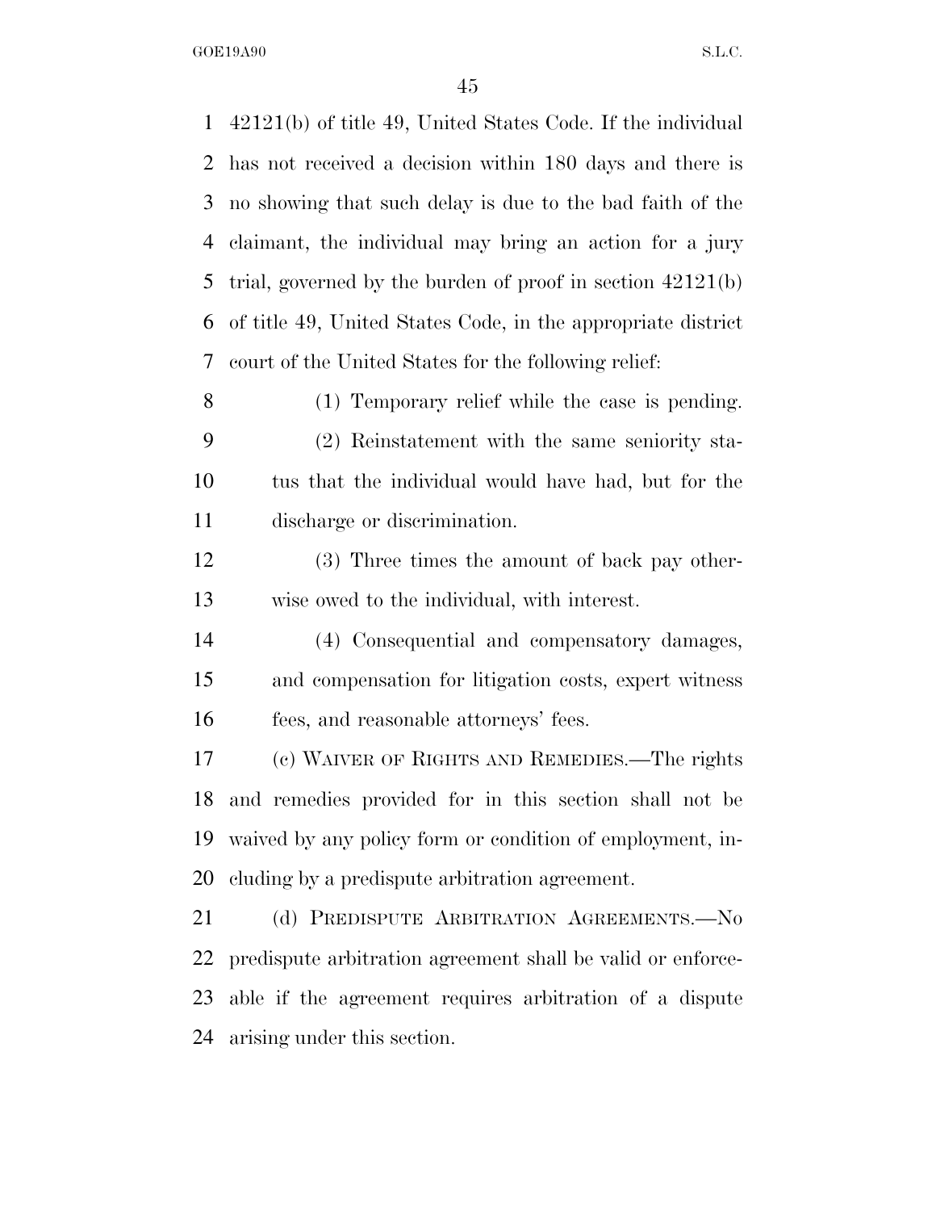42121(b) of title 49, United States Code. If the individual has not received a decision within 180 days and there is no showing that such delay is due to the bad faith of the claimant, the individual may bring an action for a jury trial, governed by the burden of proof in section 42121(b) of title 49, United States Code, in the appropriate district court of the United States for the following relief:

(1) Temporary relief while the case is pending.

(2) Reinstatement with the same seniority status that the individual would have had, but for the discharge or discrimination.

(3) Three times the amount of back pay otherwise owed to the individual, with interest.

(4) Consequential and compensatory damages, and compensation for litigation costs, expert witness fees, and reasonable attorneys' fees.

(c) WAIVER OF RIGHTS AND REMEDIES.—The rights and remedies provided for in this section shall not be waived by any policy form or condition of employment, including by a predispute arbitration agreement.

(d) PREDISPUTE ARBITRATION AGREEMENTS.—No predispute arbitration agreement shall be valid or enforceable if the agreement requires arbitration of a dispute arising under this section.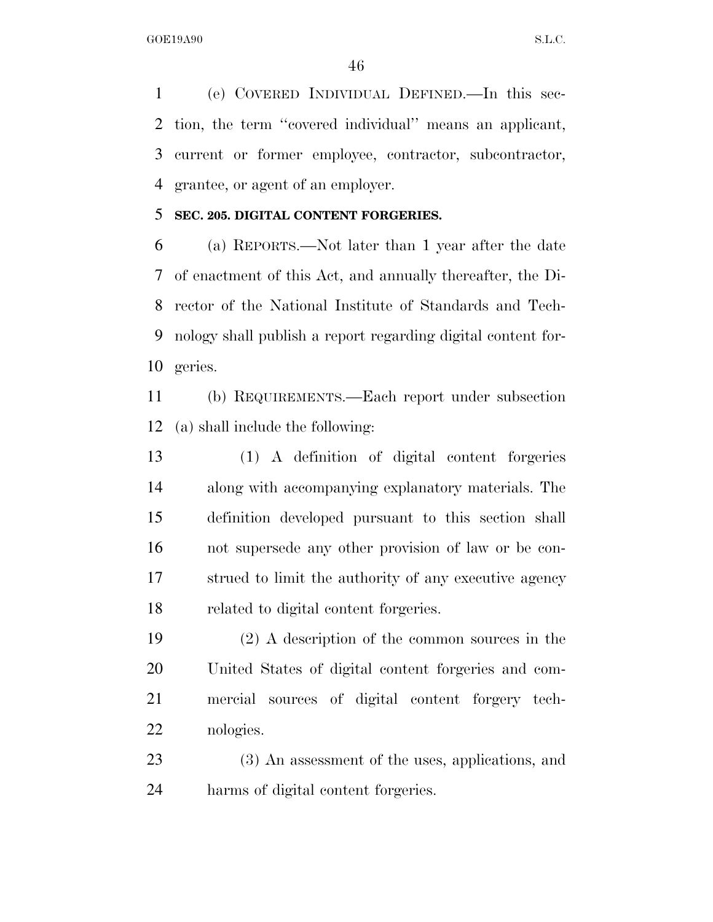(e) COVERED INDIVIDUAL DEFINED.—In this section, the term "covered individual" means an applicant, current or former employee, contractor, subcontractor, grantee, or agent of an employer.

**SEC. 205. DIGITAL CONTENT FORGERIES.**

(a) REPORTS.—Not later than 1 year after the date of enactment of this Act, and annually thereafter, the Director of the National Institute of Standards and Technology shall publish a report regarding digital content forgeries.

(b) REQUIREMENTS.—Each report under subsection (a) shall include the following:

(1) A definition of digital content forgeries along with accompanying explanatory materials. The definition developed pursuant to this section shall not supersede any other provision of law or be construed to limit the authority of any executive agency related to digital content forgeries.

(2) A description of the common sources in the United States of digital content forgeries and commercial sources of digital content forgery technologies.

(3) An assessment of the uses, applications, and harms of digital content forgeries.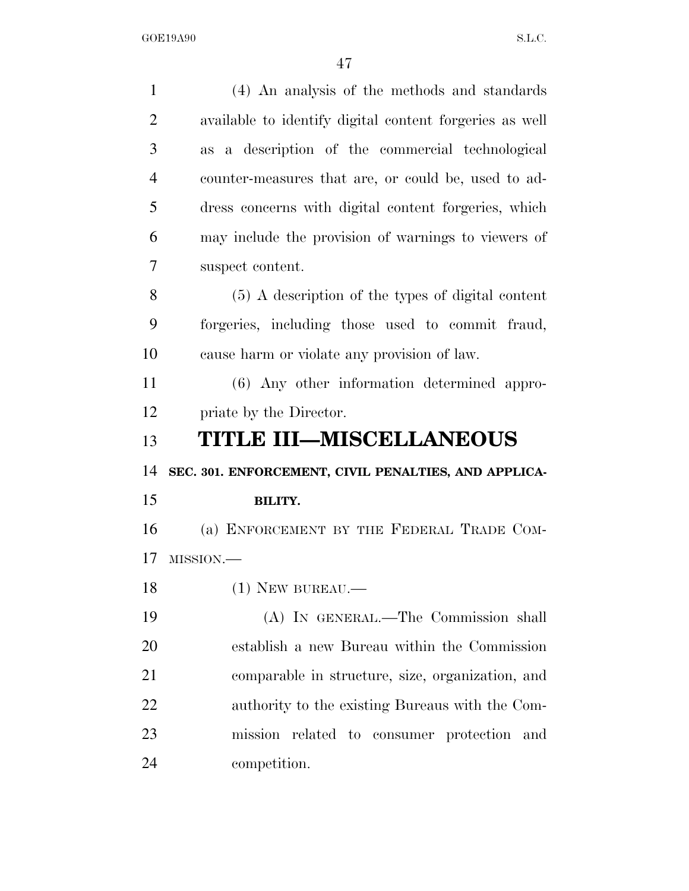(4) An analysis of the methods and standards available to identify digital content forgeries as well as a description of the commercial technological counter-measures that are, or could be, used to address concerns with digital content forgeries, which may include the provision of warnings to viewers of suspect content.

(5) A description of the types of digital content forgeries, including those used to commit fraud, cause harm or violate any provision of law.

(6) Any other information determined appropriate by the Director.

# TITLE III—MISCELLANEOUS

## SEC. 301. ENFORCEMENT, CIVIL PENALTIES, AND APPLICABILITY.

(a) ENFORCEMENT BY THE FEDERAL TRADE COMMISSION.—

(1) NEW BUREAU.—

(A) IN GENERAL.—The Commission shall establish a new Bureau within the Commission comparable in structure, size, organization, and authority to the existing Bureaus with the Commission related to consumer protection and competition.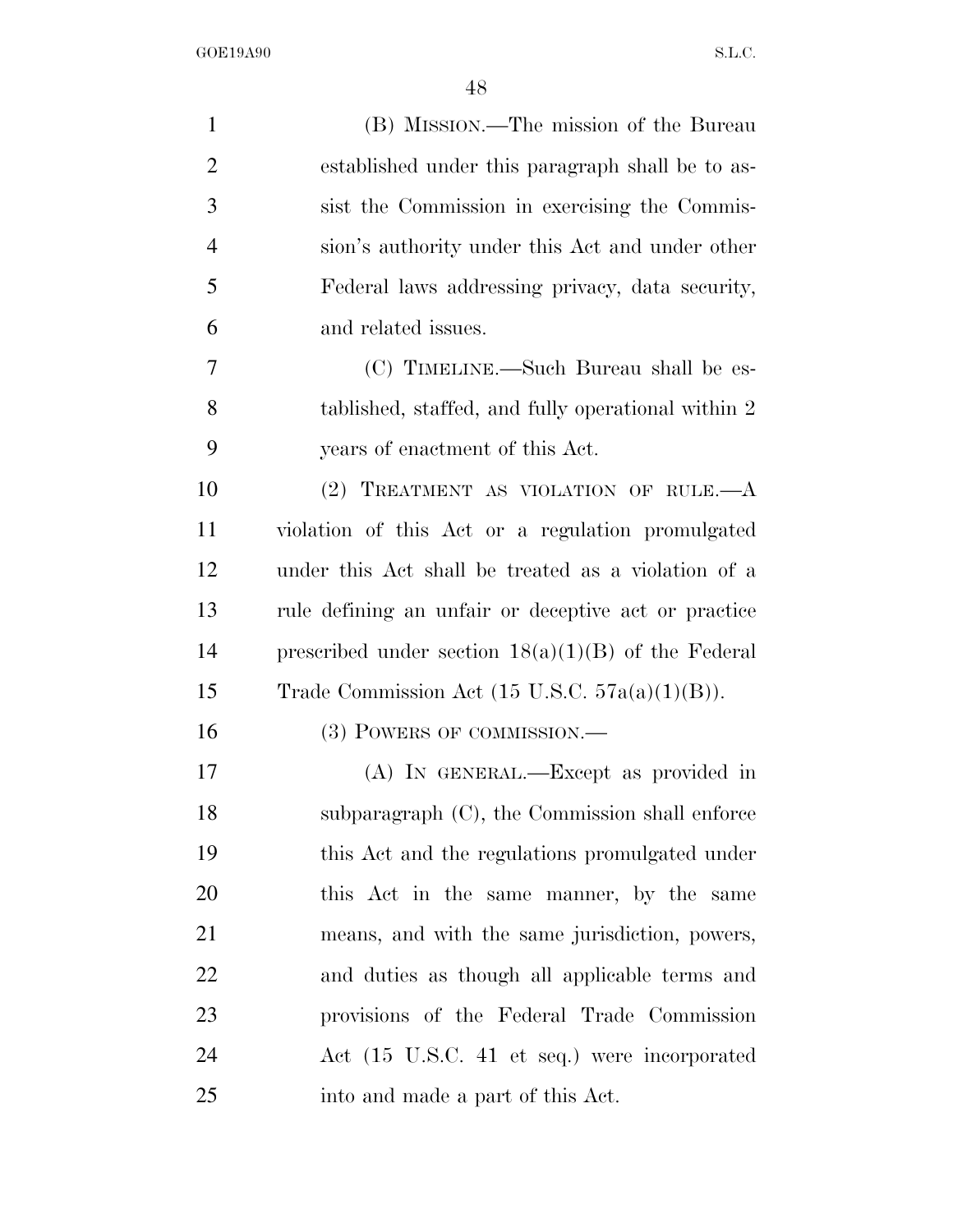(B) MISSION.—The mission of the Bureau established under this paragraph shall be to assist the Commission in exercising the Commission's authority under this Act and under other Federal laws addressing privacy, data security, and related issues.

(C) TIMELINE.—Such Bureau shall be established, staffed, and fully operational within 2 years of enactment of this Act.

(2) TREATMENT AS VIOLATION OF RULE.—A violation of this Act or a regulation promulgated under this Act shall be treated as a violation of a rule defining an unfair or deceptive act or practice prescribed under section 18(a)(1)(B) of the Federal Trade Commission Act (15 U.S.C. 57a(a)(1)(B)).

(3) POWERS OF COMMISSION.—

(A) IN GENERAL.—Except as provided in subparagraph (C), the Commission shall enforce this Act and the regulations promulgated under this Act in the same manner, by the same means, and with the same jurisdiction, powers, and duties as though all applicable terms and provisions of the Federal Trade Commission Act (15 U.S.C. 41 et seq.) were incorporated into and made a part of this Act.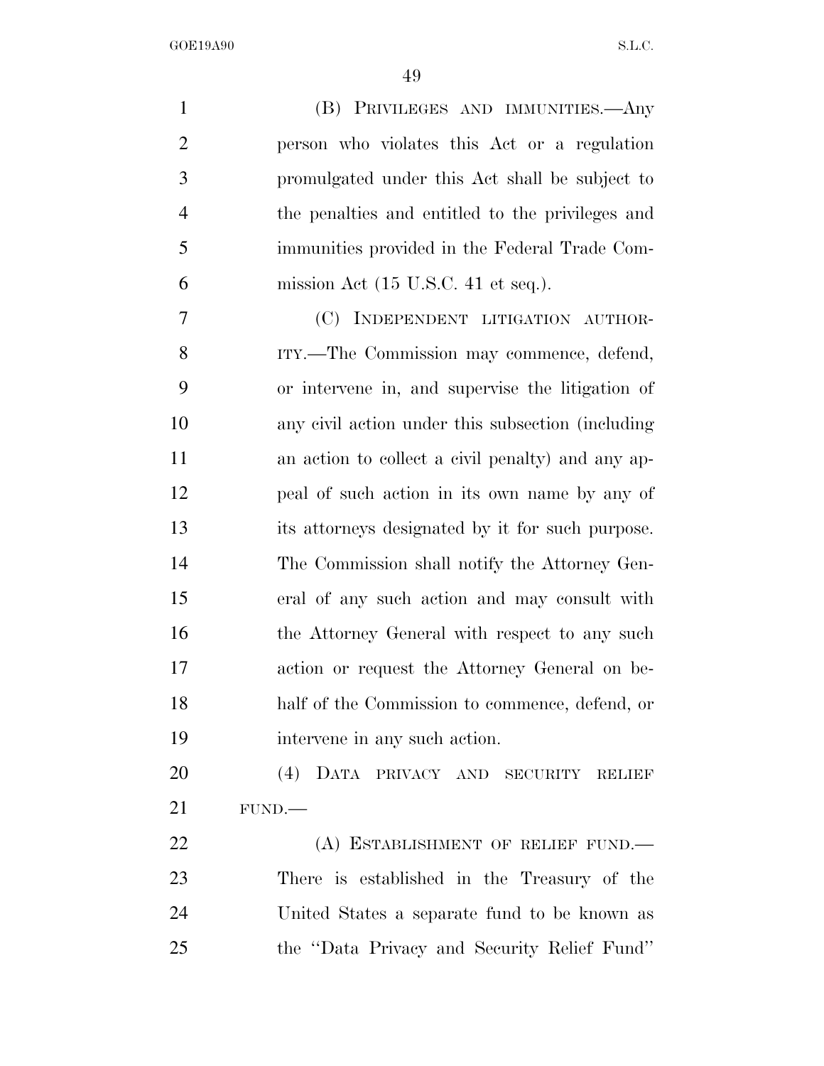(B) PRIVILEGES AND IMMUNITIES.—Any person who violates this Act or a regulation promulgated under this Act shall be subject to the penalties and entitled to the privileges and immunities provided in the Federal Trade Commission Act (15 U.S.C. 41 et seq.).

(C) INDEPENDENT LITIGATION AUTHORITY.—The Commission may commence, defend, or intervene in, and supervise the litigation of any civil action under this subsection (including an action to collect a civil penalty) and any appeal of such action in its own name by any of its attorneys designated by it for such purpose. The Commission shall notify the Attorney General of any such action and may consult with the Attorney General with respect to any such action or request the Attorney General on behalf of the Commission to commence, defend, or intervene in any such action.

(4) DATA PRIVACY AND SECURITY RELIEF FUND.—

(A) ESTABLISHMENT OF RELIEF FUND.—There is established in the Treasury of the United States a separate fund to be known as the "Data Privacy and Security Relief Fund"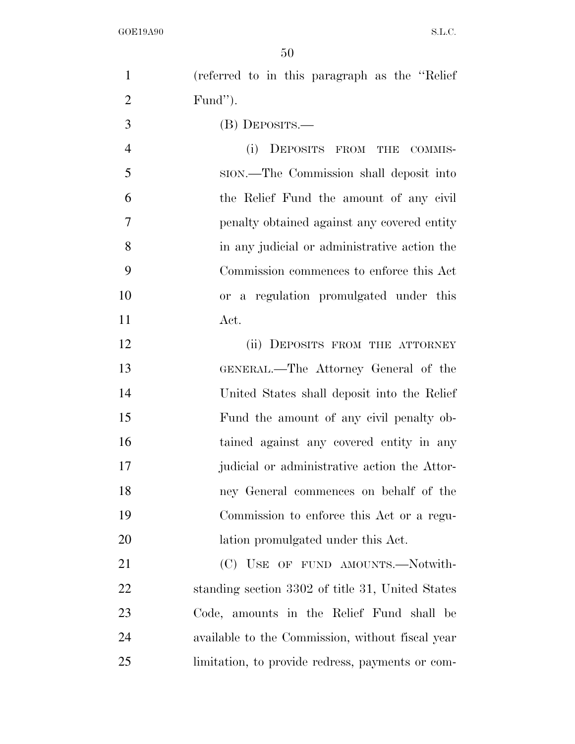(referred to in this paragraph as the "Relief Fund").

(B) DEPOSITS.—

(i) DEPOSITS FROM THE COMMISSION.—The Commission shall deposit into the Relief Fund the amount of any civil penalty obtained against any covered entity in any judicial or administrative action the Commission commences to enforce this Act or a regulation promulgated under this Act.

(ii) DEPOSITS FROM THE ATTORNEY GENERAL.—The Attorney General of the United States shall deposit into the Relief Fund the amount of any civil penalty obtained against any covered entity in any judicial or administrative action the Attorney General commences on behalf of the Commission to enforce this Act or a regulation promulgated under this Act.

(C) USE OF FUND AMOUNTS.—Notwithstanding section 3302 of title 31, United States Code, amounts in the Relief Fund shall be available to the Commission, without fiscal year limitation, to provide redress, payments or com-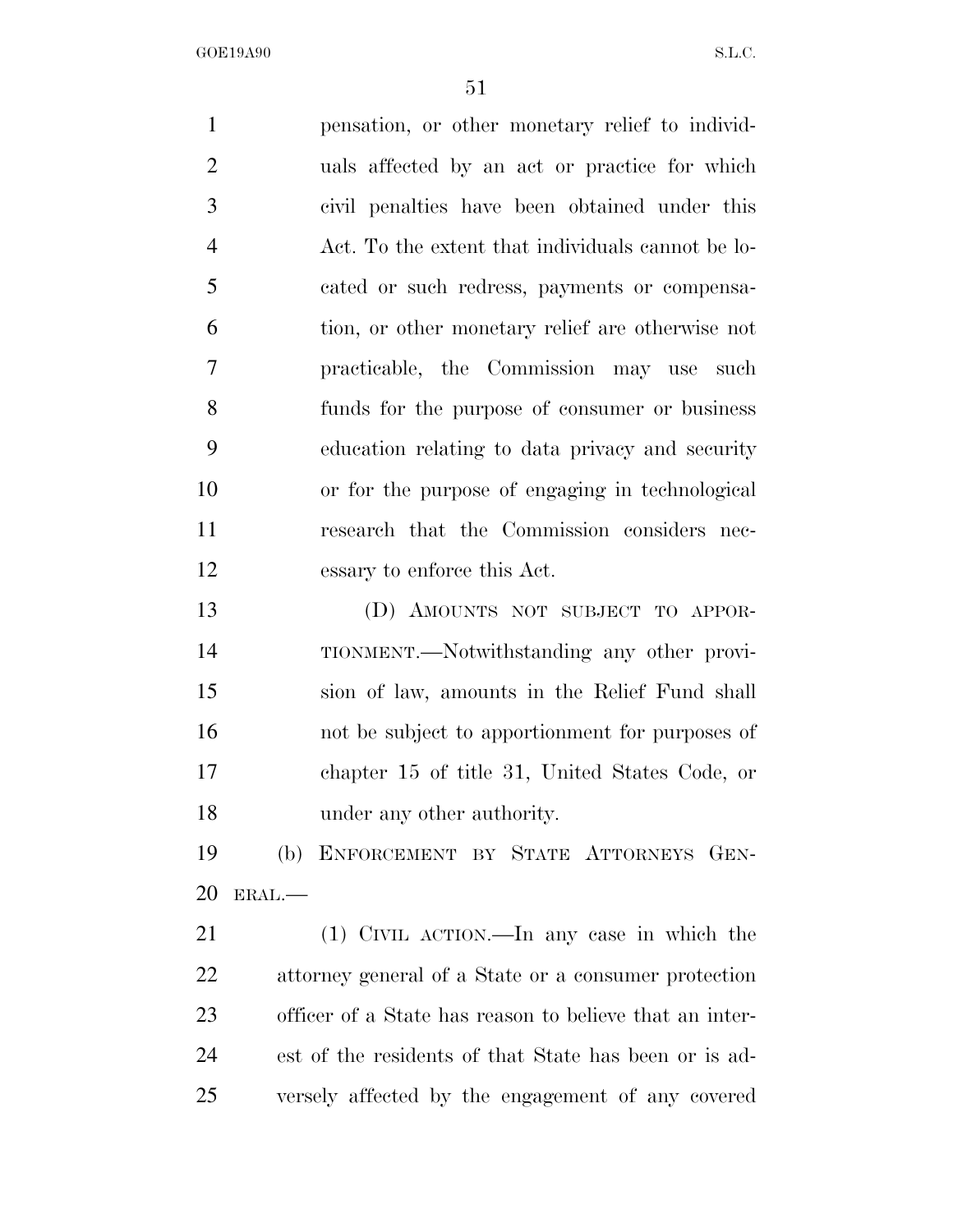pensation, or other monetary relief to individuals affected by an act or practice for which civil penalties have been obtained under this Act. To the extent that individuals cannot be located or such redress, payments or compensation, or other monetary relief are otherwise not practicable, the Commission may use such funds for the purpose of consumer or business education relating to data privacy and security or for the purpose of engaging in technological research that the Commission considers necessary to enforce this Act.

(D) AMOUNTS NOT SUBJECT TO APPORTIONMENT.—Notwithstanding any other provision of law, amounts in the Relief Fund shall not be subject to apportionment for purposes of chapter 15 of title 31, United States Code, or under any other authority.

(b) ENFORCEMENT BY STATE ATTORNEYS GENERAL.—

(1) CIVIL ACTION.—In any case in which the attorney general of a State or a consumer protection officer of a State has reason to believe that an interest of the residents of that State has been or is adversely affected by the engagement of any covered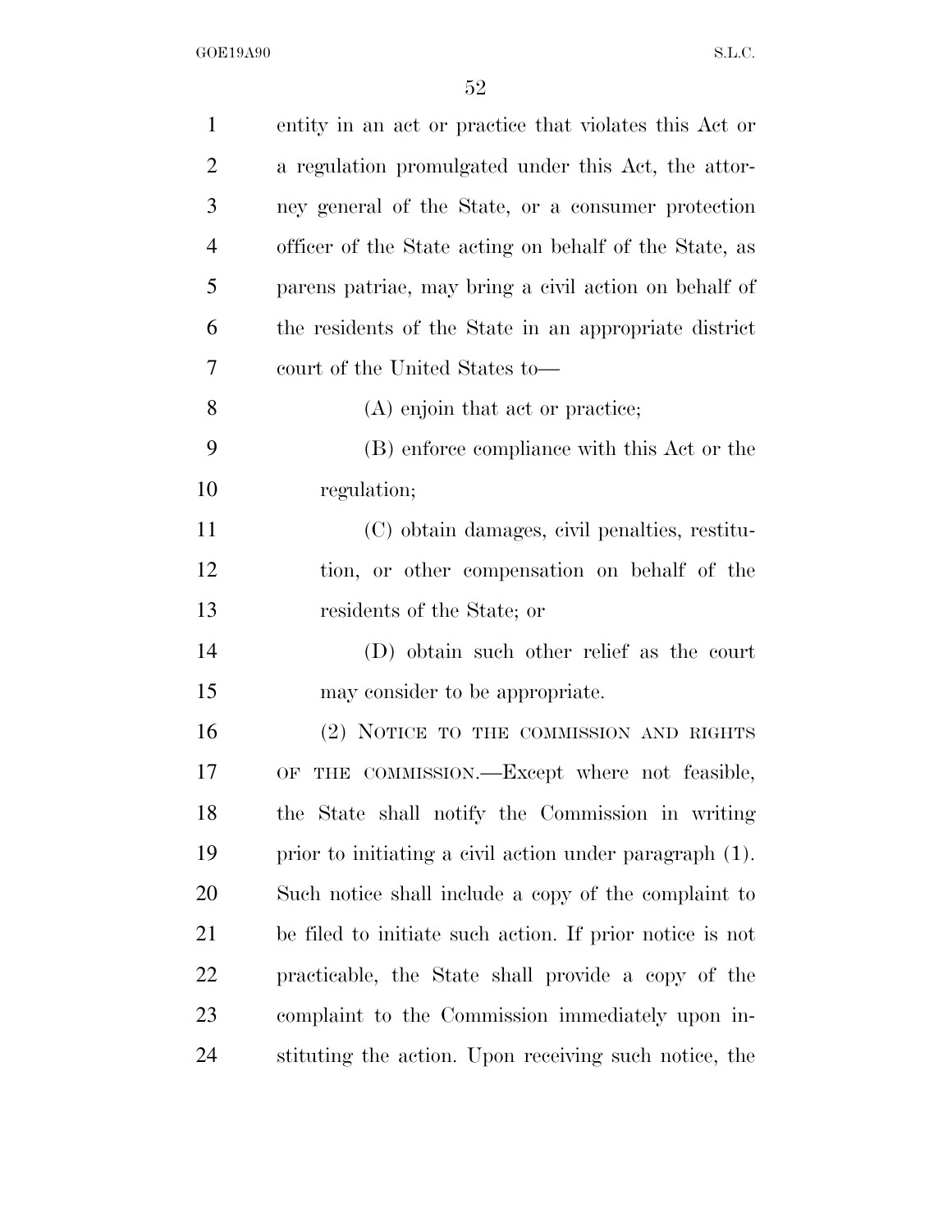entity in an act or practice that violates this Act or a regulation promulgated under this Act, the attorney general of the State, or a consumer protection officer of the State acting on behalf of the State, as parens patriae, may bring a civil action on behalf of the residents of the State in an appropriate district court of the United States to—

(A) enjoin that act or practice;

(B) enforce compliance with this Act or the regulation;

(C) obtain damages, civil penalties, restitution, or other compensation on behalf of the residents of the State; or

(D) obtain such other relief as the court may consider to be appropriate.

(2) NOTICE TO THE COMMISSION AND RIGHTS OF THE COMMISSION.—Except where not feasible, the State shall notify the Commission in writing prior to initiating a civil action under paragraph (1). Such notice shall include a copy of the complaint to be filed to initiate such action. If prior notice is not practicable, the State shall provide a copy of the complaint to the Commission immediately upon instituting the action. Upon receiving such notice, the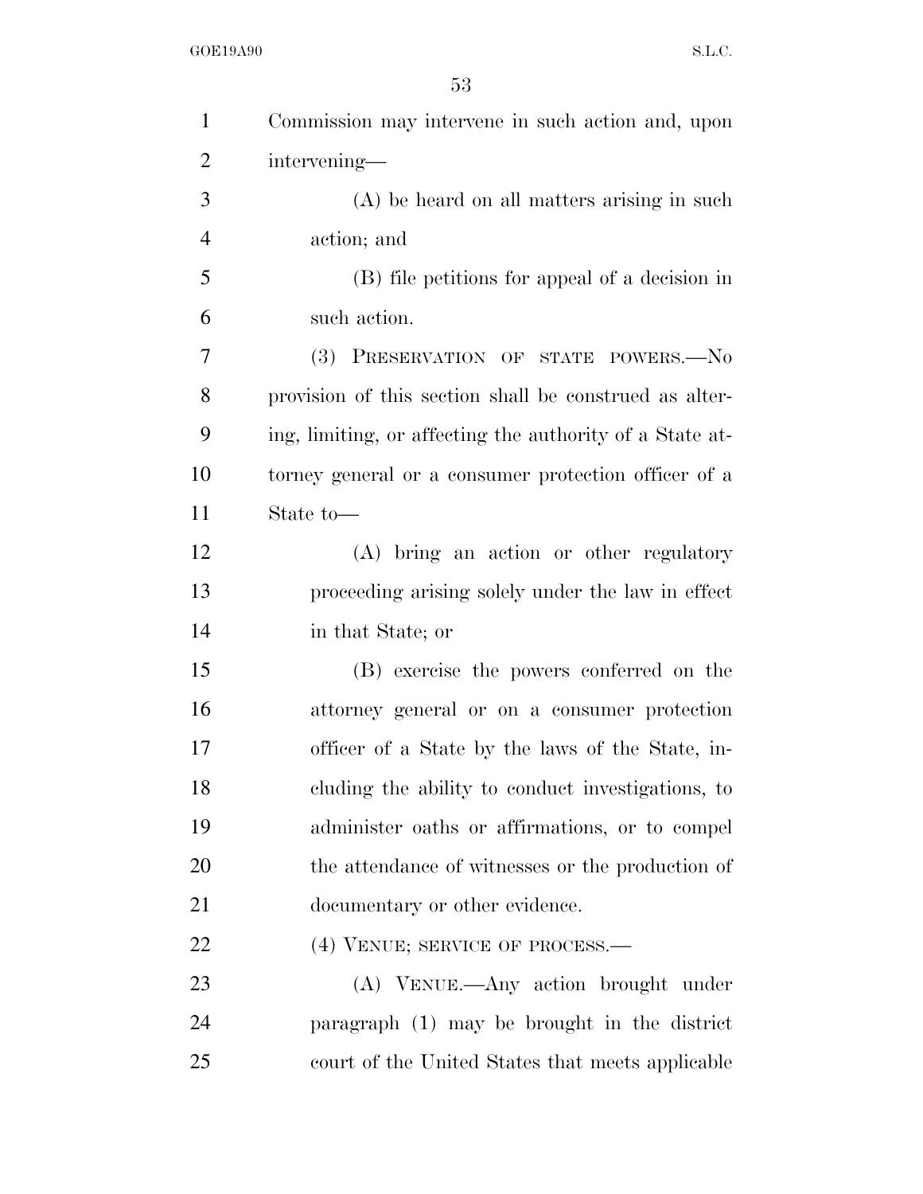Commission may intervene in such action and, upon intervening—

(A) be heard on all matters arising in such action; and

(B) file petitions for appeal of a decision in such action.

(3) PRESERVATION OF STATE POWERS.—No provision of this section shall be construed as altering, limiting, or affecting the authority of a State attorney general or a consumer protection officer of a State to—

(A) bring an action or other regulatory proceeding arising solely under the law in effect in that State; or

(B) exercise the powers conferred on the attorney general or on a consumer protection officer of a State by the laws of the State, including the ability to conduct investigations, to administer oaths or affirmations, or to compel the attendance of witnesses or the production of documentary or other evidence.

(4) VENUE; SERVICE OF PROCESS.—

(A) VENUE.—Any action brought under paragraph (1) may be brought in the district court of the United States that meets applicable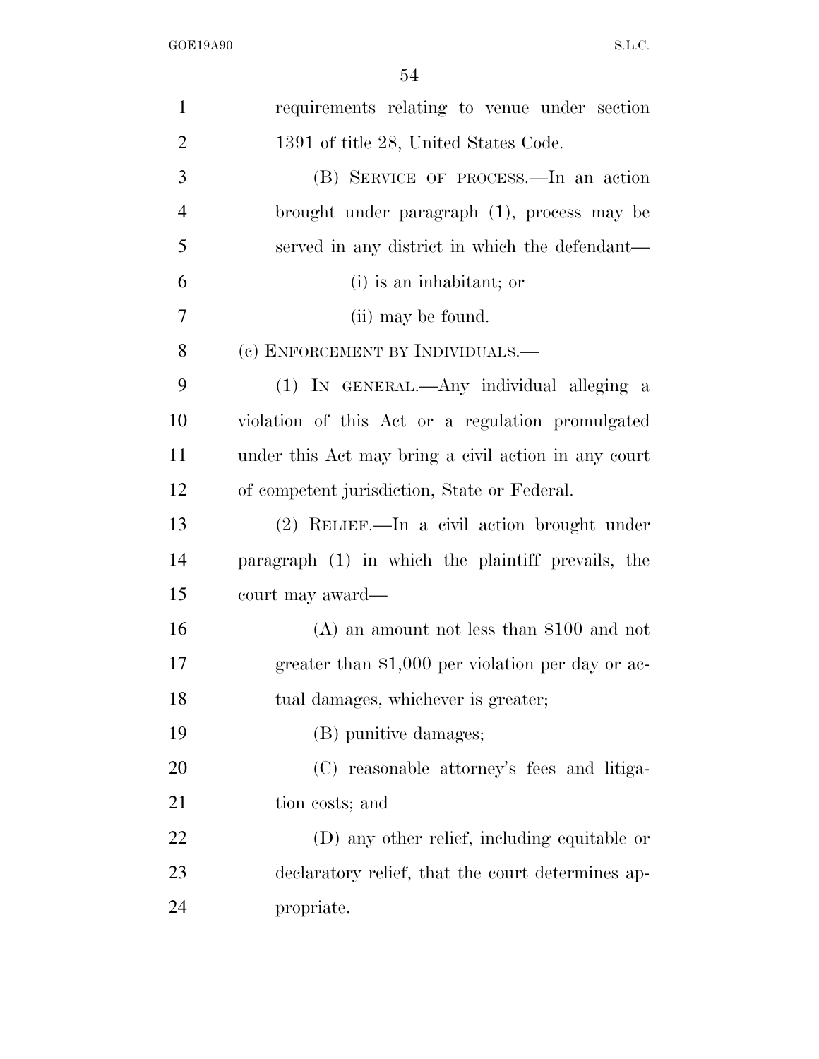requirements relating to venue under section 1391 of title 28, United States Code.

(B) SERVICE OF PROCESS.—In an action brought under paragraph (1), process may be served in any district in which the defendant—

(i) is an inhabitant; or

(ii) may be found.

(c) ENFORCEMENT BY INDIVIDUALS.—

(1) IN GENERAL.—Any individual alleging a violation of this Act or a regulation promulgated under this Act may bring a civil action in any court of competent jurisdiction, State or Federal.

(2) RELIEF.—In a civil action brought under paragraph (1) in which the plaintiff prevails, the court may award—

(A) an amount not less than $100 and not greater than $1,000 per violation per day or actual damages, whichever is greater;

(B) punitive damages;

(C) reasonable attorney's fees and litigation costs; and

(D) any other relief, including equitable or declaratory relief, that the court determines appropriate.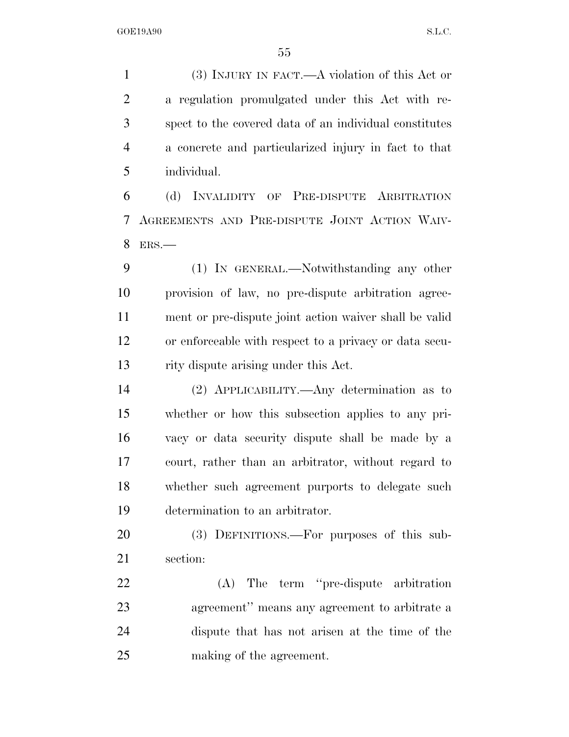(3) INJURY IN FACT.—A violation of this Act or a regulation promulgated under this Act with respect to the covered data of an individual constitutes a concrete and particularized injury in fact to that individual.

(d) INVALIDITY OF PRE-DISPUTE ARBITRATION AGREEMENTS AND PRE-DISPUTE JOINT ACTION WAIVERS.—

(1) IN GENERAL.—Notwithstanding any other provision of law, no pre-dispute arbitration agreement or pre-dispute joint action waiver shall be valid or enforceable with respect to a privacy or data security dispute arising under this Act.

(2) APPLICABILITY.—Any determination as to whether or how this subsection applies to any privacy or data security dispute shall be made by a court, rather than an arbitrator, without regard to whether such agreement purports to delegate such determination to an arbitrator.

(3) DEFINITIONS.—For purposes of this subsection:

(A) The term ''pre-dispute arbitration agreement'' means any agreement to arbitrate a dispute that has not arisen at the time of the making of the agreement.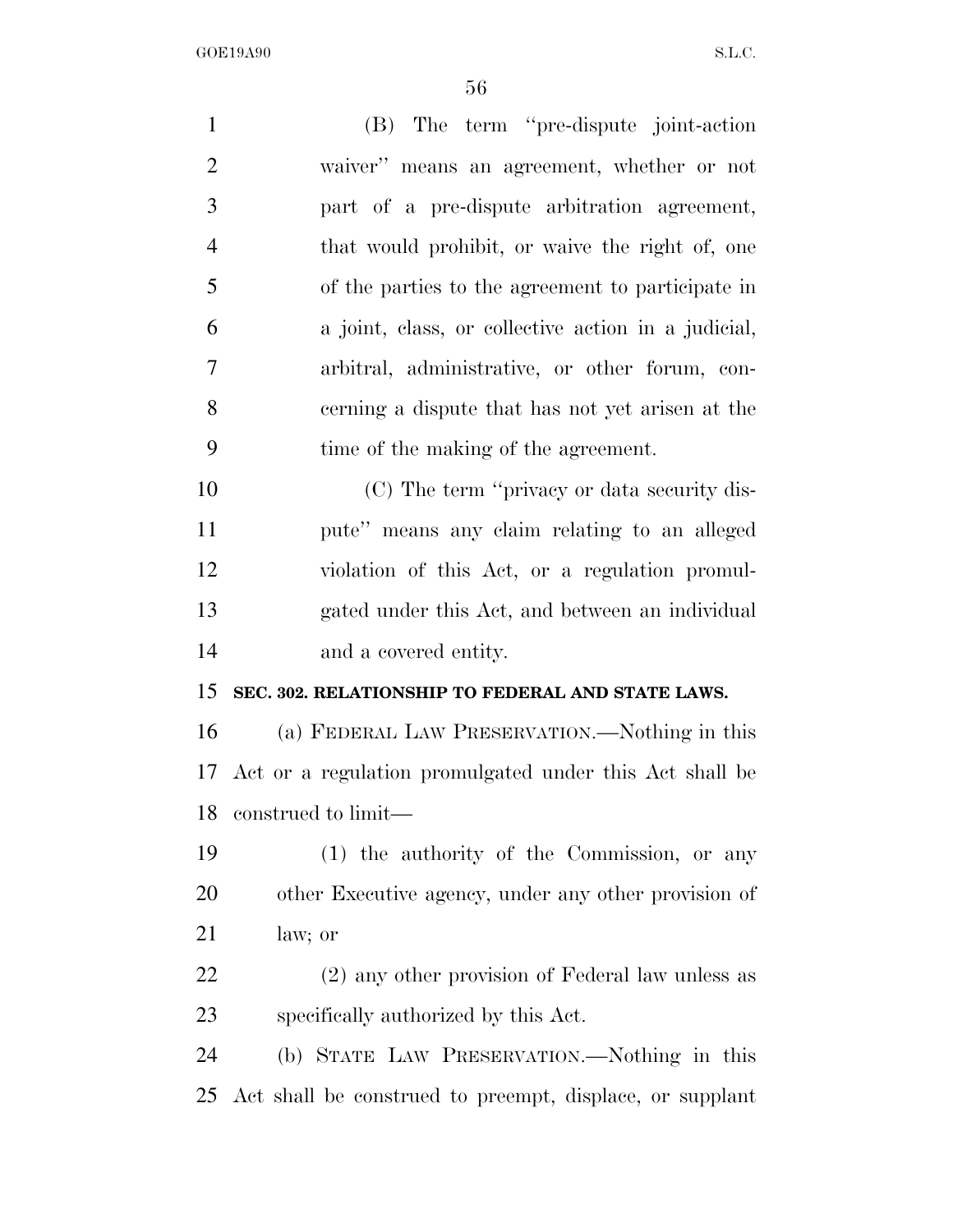(B) The term "pre-dispute joint-action waiver" means an agreement, whether or not part of a pre-dispute arbitration agreement, that would prohibit, or waive the right of, one of the parties to the agreement to participate in a joint, class, or collective action in a judicial, arbitral, administrative, or other forum, concerning a dispute that has not yet arisen at the time of the making of the agreement.

(C) The term "privacy or data security dispute" means any claim relating to an alleged violation of this Act, or a regulation promulgated under this Act, and between an individual and a covered entity.

**SEC. 302. RELATIONSHIP TO FEDERAL AND STATE LAWS.**

(a) FEDERAL LAW PRESERVATION.—Nothing in this Act or a regulation promulgated under this Act shall be construed to limit—

(1) the authority of the Commission, or any other Executive agency, under any other provision of law; or

(2) any other provision of Federal law unless as specifically authorized by this Act.

(b) STATE LAW PRESERVATION.—Nothing in this Act shall be construed to preempt, displace, or supplant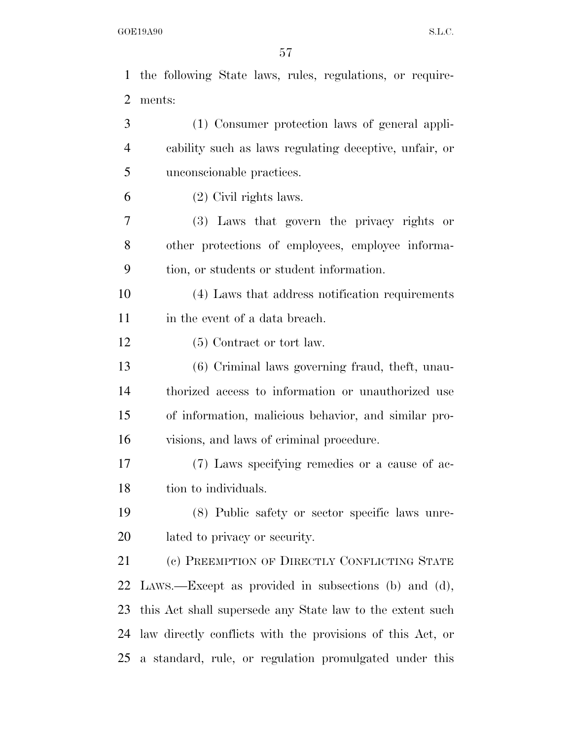the following State laws, rules, regulations, or requirements:

(1) Consumer protection laws of general applicability such as laws regulating deceptive, unfair, or unconscionable practices.

(2) Civil rights laws.

(3) Laws that govern the privacy rights or other protections of employees, employee information, or students or student information.

(4) Laws that address notification requirements in the event of a data breach.

(5) Contract or tort law.

(6) Criminal laws governing fraud, theft, unauthorized access to information or unauthorized use of information, malicious behavior, and similar provisions, and laws of criminal procedure.

(7) Laws specifying remedies or a cause of action to individuals.

(8) Public safety or sector specific laws unrelated to privacy or security.

(c) PREEMPTION OF DIRECTLY CONFLICTING STATE LAWS.—Except as provided in subsections (b) and (d), this Act shall supersede any State law to the extent such law directly conflicts with the provisions of this Act, or a standard, rule, or regulation promulgated under this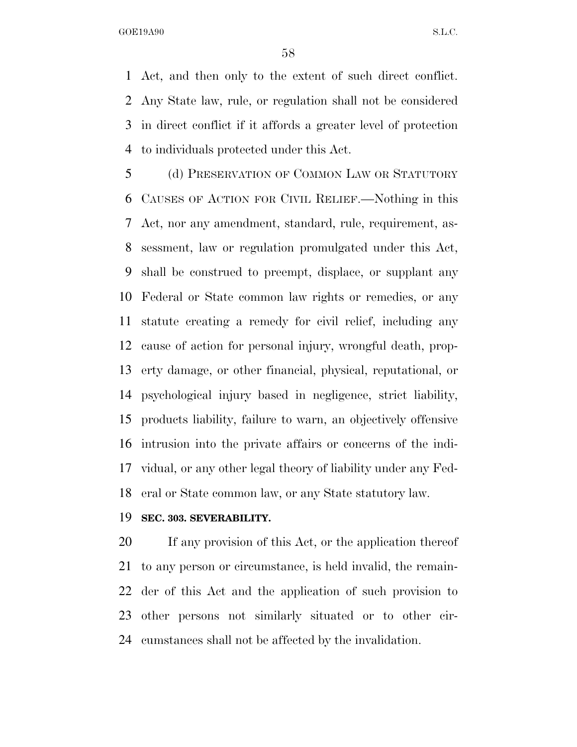Act, and then only to the extent of such direct conflict. Any State law, rule, or regulation shall not be considered in direct conflict if it affords a greater level of protection to individuals protected under this Act.

(d) PRESERVATION OF COMMON LAW OR STATUTORY CAUSES OF ACTION FOR CIVIL RELIEF.—Nothing in this Act, nor any amendment, standard, rule, requirement, assessment, law or regulation promulgated under this Act, shall be construed to preempt, displace, or supplant any Federal or State common law rights or remedies, or any statute creating a remedy for civil relief, including any cause of action for personal injury, wrongful death, property damage, or other financial, physical, reputational, or psychological injury based in negligence, strict liability, products liability, failure to warn, an objectively offensive intrusion into the private affairs or concerns of the individual, or any other legal theory of liability under any Federal or State common law, or any State statutory law.

**SEC. 303. SEVERABILITY.**

If any provision of this Act, or the application thereof to any person or circumstance, is held invalid, the remainder of this Act and the application of such provision to other persons not similarly situated or to other circumstances shall not be affected by the invalidation.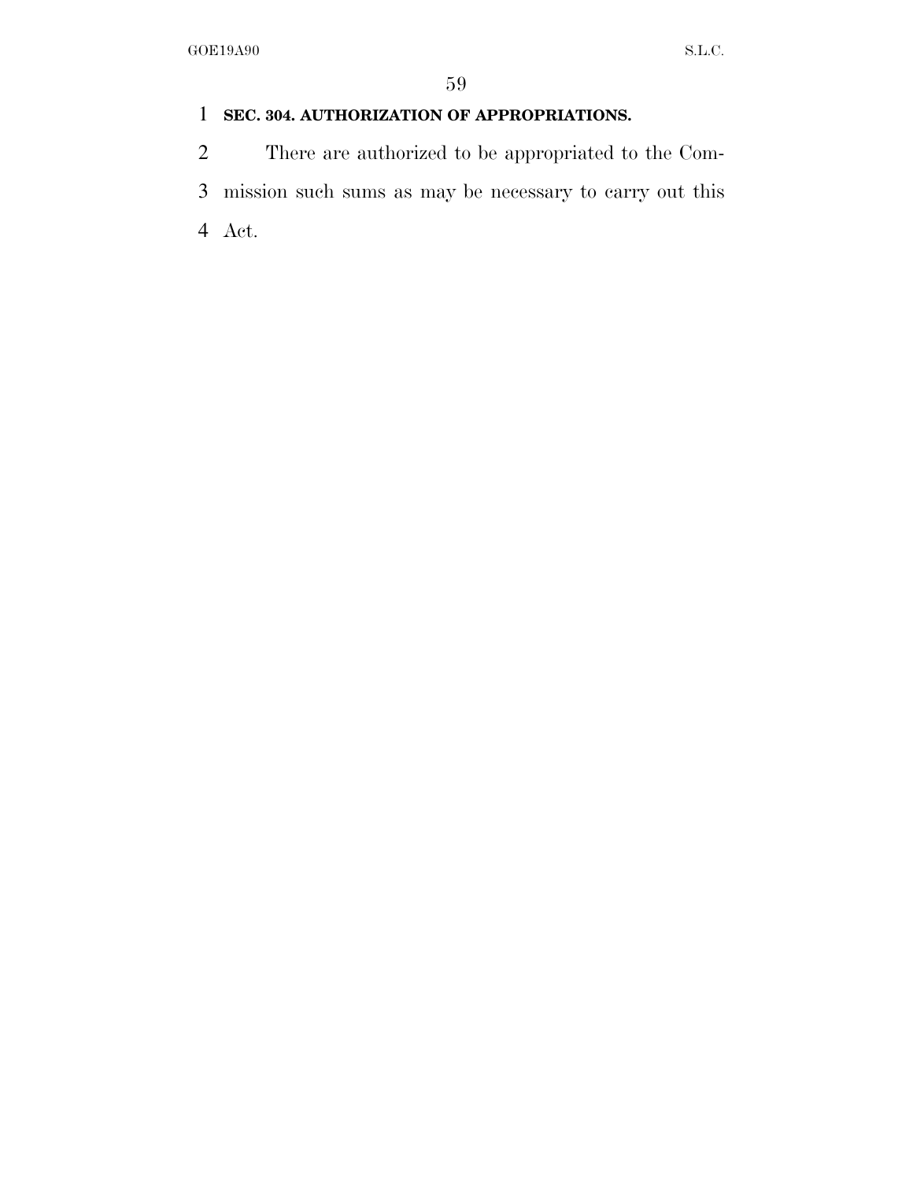**SEC. 304. AUTHORIZATION OF APPROPRIATIONS.**

There are authorized to be appropriated to the Commission such sums as may be necessary to carry out this Act.